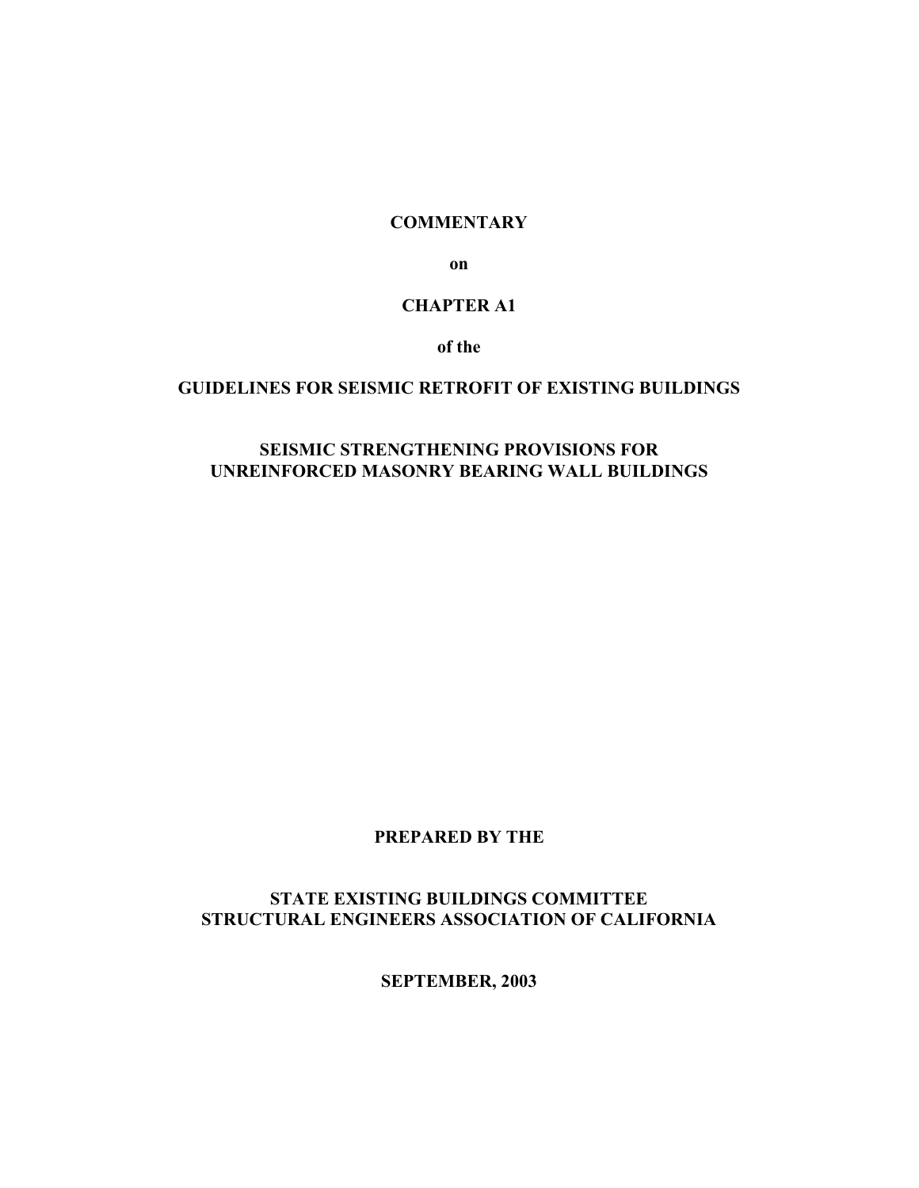# COMMENTARY

**on**

# CHAPTER A1

**of the**

# GUIDELINES FOR SEISMIC RETROFIT OF EXISTING BUILDINGS

# SEISMIC STRENGTHENING PROVISIONS FOR UNREINFORCED MASONRY BEARING WALL BUILDINGS

**PREPARED BY THE**

**STATE EXISTING BUILDINGS COMMITTEE**
**STRUCTURAL ENGINEERS ASSOCIATION OF CALIFORNIA**

**SEPTEMBER, 2003**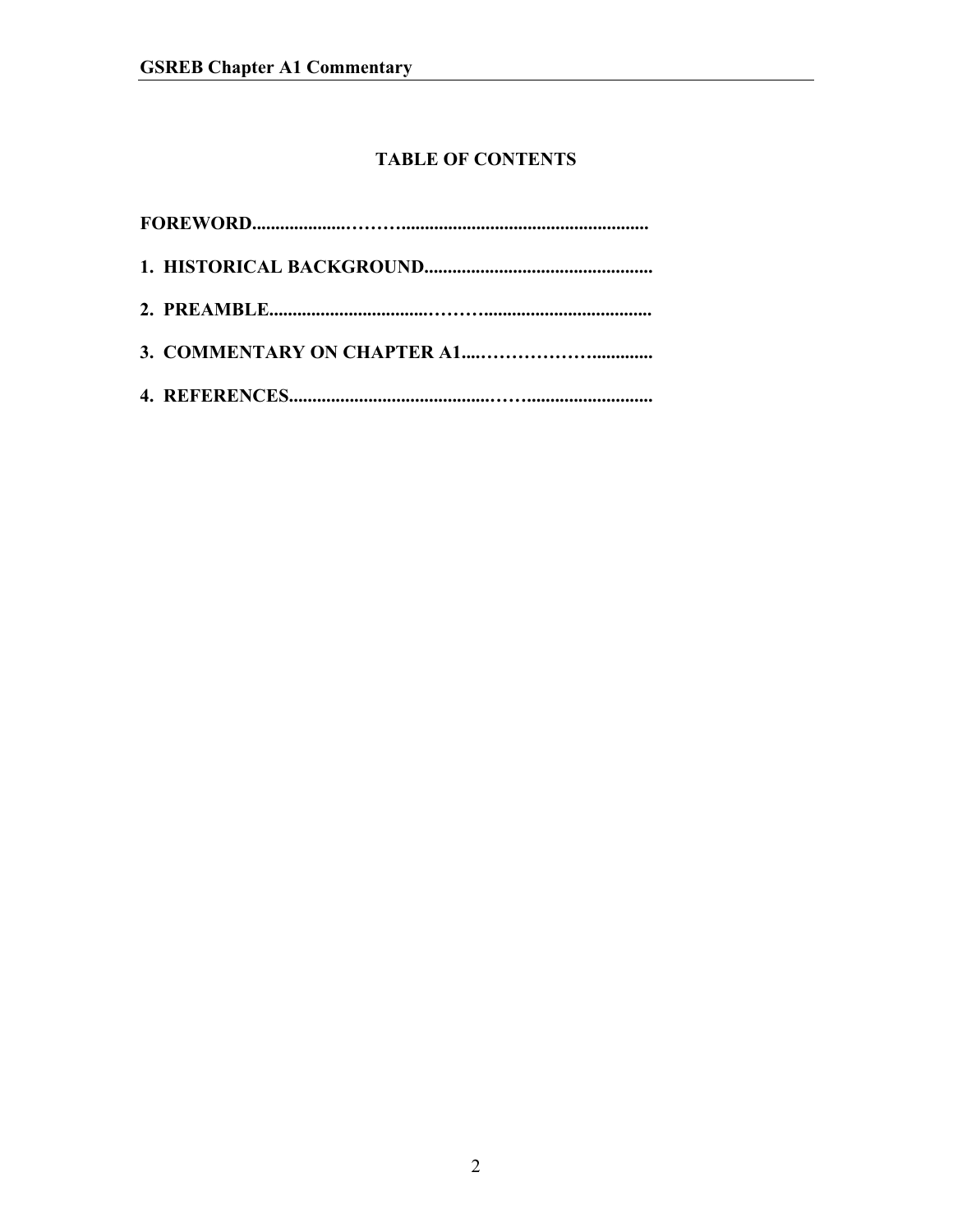# TABLE OF CONTENTS

**FOREWORD**

**1. HISTORICAL BACKGROUND**

**2. PREAMBLE**

**3. COMMENTARY ON CHAPTER A1**

**4. REFERENCES**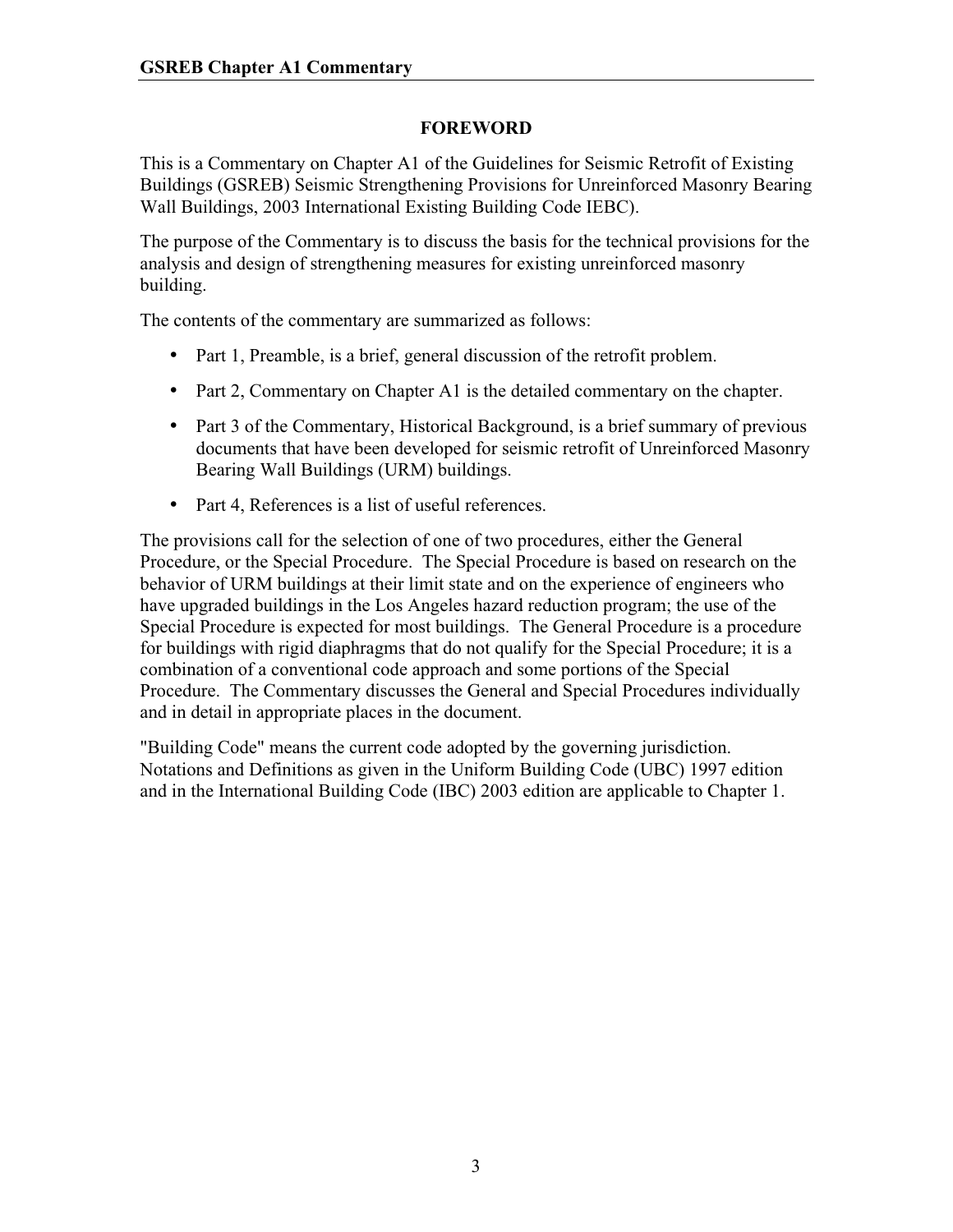## FOREWORD

This is a Commentary on Chapter A1 of the Guidelines for Seismic Retrofit of Existing Buildings (GSREB) Seismic Strengthening Provisions for Unreinforced Masonry Bearing Wall Buildings, 2003 International Existing Building Code IEBC).

The purpose of the Commentary is to discuss the basis for the technical provisions for the analysis and design of strengthening measures for existing unreinforced masonry building.

The contents of the commentary are summarized as follows:

- Part 1, Preamble, is a brief, general discussion of the retrofit problem.
- Part 2, Commentary on Chapter A1 is the detailed commentary on the chapter.
- Part 3 of the Commentary, Historical Background, is a brief summary of previous documents that have been developed for seismic retrofit of Unreinforced Masonry Bearing Wall Buildings (URM) buildings.
- Part 4, References is a list of useful references.

The provisions call for the selection of one of two procedures, either the General Procedure, or the Special Procedure. The Special Procedure is based on research on the behavior of URM buildings at their limit state and on the experience of engineers who have upgraded buildings in the Los Angeles hazard reduction program; the use of the Special Procedure is expected for most buildings. The General Procedure is a procedure for buildings with rigid diaphragms that do not qualify for the Special Procedure; it is a combination of a conventional code approach and some portions of the Special Procedure. The Commentary discusses the General and Special Procedures individually and in detail in appropriate places in the document.

"Building Code" means the current code adopted by the governing jurisdiction. Notations and Definitions as given in the Uniform Building Code (UBC) 1997 edition and in the International Building Code (IBC) 2003 edition are applicable to Chapter 1.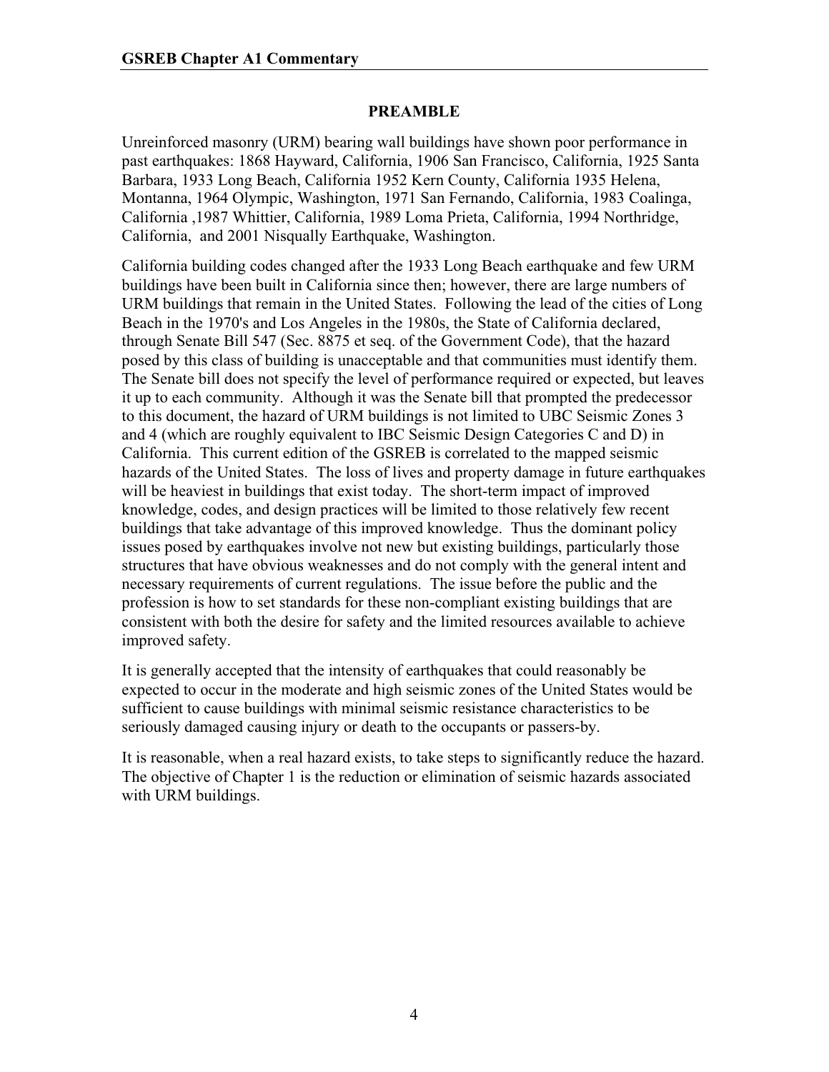## PREAMBLE

Unreinforced masonry (URM) bearing wall buildings have shown poor performance in past earthquakes: 1868 Hayward, California, 1906 San Francisco, California, 1925 Santa Barbara, 1933 Long Beach, California 1952 Kern County, California 1935 Helena, Montanna, 1964 Olympic, Washington, 1971 San Fernando, California, 1983 Coalinga, California ,1987 Whittier, California, 1989 Loma Prieta, California, 1994 Northridge, California, and 2001 Nisqually Earthquake, Washington.

California building codes changed after the 1933 Long Beach earthquake and few URM buildings have been built in California since then; however, there are large numbers of URM buildings that remain in the United States. Following the lead of the cities of Long Beach in the 1970's and Los Angeles in the 1980s, the State of California declared, through Senate Bill 547 (Sec. 8875 et seq. of the Government Code), that the hazard posed by this class of building is unacceptable and that communities must identify them. The Senate bill does not specify the level of performance required or expected, but leaves it up to each community. Although it was the Senate bill that prompted the predecessor to this document, the hazard of URM buildings is not limited to UBC Seismic Zones 3 and 4 (which are roughly equivalent to IBC Seismic Design Categories C and D) in California. This current edition of the GSREB is correlated to the mapped seismic hazards of the United States. The loss of lives and property damage in future earthquakes will be heaviest in buildings that exist today. The short-term impact of improved knowledge, codes, and design practices will be limited to those relatively few recent buildings that take advantage of this improved knowledge. Thus the dominant policy issues posed by earthquakes involve not new but existing buildings, particularly those structures that have obvious weaknesses and do not comply with the general intent and necessary requirements of current regulations. The issue before the public and the profession is how to set standards for these non-compliant existing buildings that are consistent with both the desire for safety and the limited resources available to achieve improved safety.

It is generally accepted that the intensity of earthquakes that could reasonably be expected to occur in the moderate and high seismic zones of the United States would be sufficient to cause buildings with minimal seismic resistance characteristics to be seriously damaged causing injury or death to the occupants or passers-by.

It is reasonable, when a real hazard exists, to take steps to significantly reduce the hazard. The objective of Chapter 1 is the reduction or elimination of seismic hazards associated with URM buildings.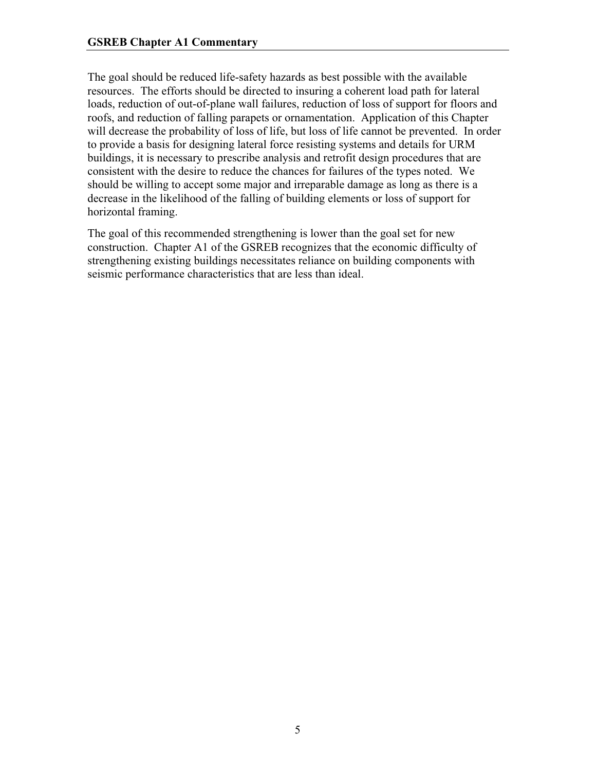The goal should be reduced life-safety hazards as best possible with the available resources. The efforts should be directed to insuring a coherent load path for lateral loads, reduction of out-of-plane wall failures, reduction of loss of support for floors and roofs, and reduction of falling parapets or ornamentation. Application of this Chapter will decrease the probability of loss of life, but loss of life cannot be prevented. In order to provide a basis for designing lateral force resisting systems and details for URM buildings, it is necessary to prescribe analysis and retrofit design procedures that are consistent with the desire to reduce the chances for failures of the types noted. We should be willing to accept some major and irreparable damage as long as there is a decrease in the likelihood of the falling of building elements or loss of support for horizontal framing.

The goal of this recommended strengthening is lower than the goal set for new construction. Chapter A1 of the GSREB recognizes that the economic difficulty of strengthening existing buildings necessitates reliance on building components with seismic performance characteristics that are less than ideal.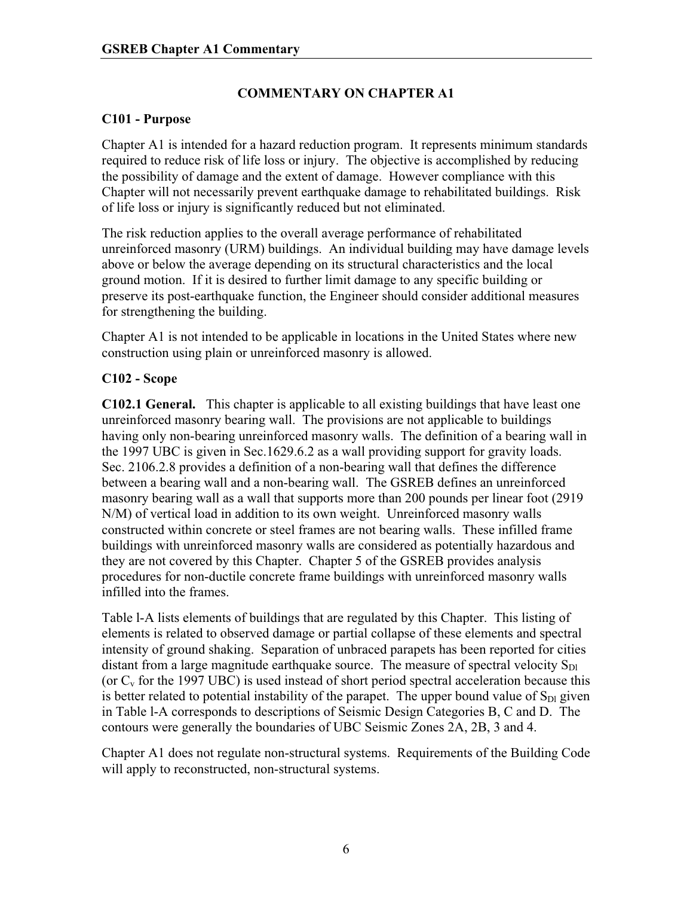# COMMENTARY ON CHAPTER A1

## C101 - Purpose

Chapter A1 is intended for a hazard reduction program. It represents minimum standards required to reduce risk of life loss or injury. The objective is accomplished by reducing the possibility of damage and the extent of damage. However compliance with this Chapter will not necessarily prevent earthquake damage to rehabilitated buildings. Risk of life loss or injury is significantly reduced but not eliminated.

The risk reduction applies to the overall average performance of rehabilitated unreinforced masonry (URM) buildings. An individual building may have damage levels above or below the average depending on its structural characteristics and the local ground motion. If it is desired to further limit damage to any specific building or preserve its post-earthquake function, the Engineer should consider additional measures for strengthening the building.

Chapter A1 is not intended to be applicable in locations in the United States where new construction using plain or unreinforced masonry is allowed.

## C102 - Scope

**C102.1 General.** This chapter is applicable to all existing buildings that have least one unreinforced masonry bearing wall. The provisions are not applicable to buildings having only non-bearing unreinforced masonry walls. The definition of a bearing wall in the 1997 UBC is given in Sec.1629.6.2 as a wall providing support for gravity loads. Sec. 2106.2.8 provides a definition of a non-bearing wall that defines the difference between a bearing wall and a non-bearing wall. The GSREB defines an unreinforced masonry bearing wall as a wall that supports more than 200 pounds per linear foot (2919 N/M) of vertical load in addition to its own weight. Unreinforced masonry walls constructed within concrete or steel frames are not bearing walls. These infilled frame buildings with unreinforced masonry walls are considered as potentially hazardous and they are not covered by this Chapter. Chapter 5 of the GSREB provides analysis procedures for non-ductile concrete frame buildings with unreinforced masonry walls infilled into the frames.

Table l-A lists elements of buildings that are regulated by this Chapter. This listing of elements is related to observed damage or partial collapse of these elements and spectral intensity of ground shaking. Separation of unbraced parapets has been reported for cities distant from a large magnitude earthquake source. The measure of spectral velocity $S_{Dl}$ (or $C_v$ for the 1997 UBC) is used instead of short period spectral acceleration because this is better related to potential instability of the parapet. The upper bound value of $S_{Dl}$ given in Table l-A corresponds to descriptions of Seismic Design Categories B, C and D. The contours were generally the boundaries of UBC Seismic Zones 2A, 2B, 3 and 4.

Chapter A1 does not regulate non-structural systems. Requirements of the Building Code will apply to reconstructed, non-structural systems.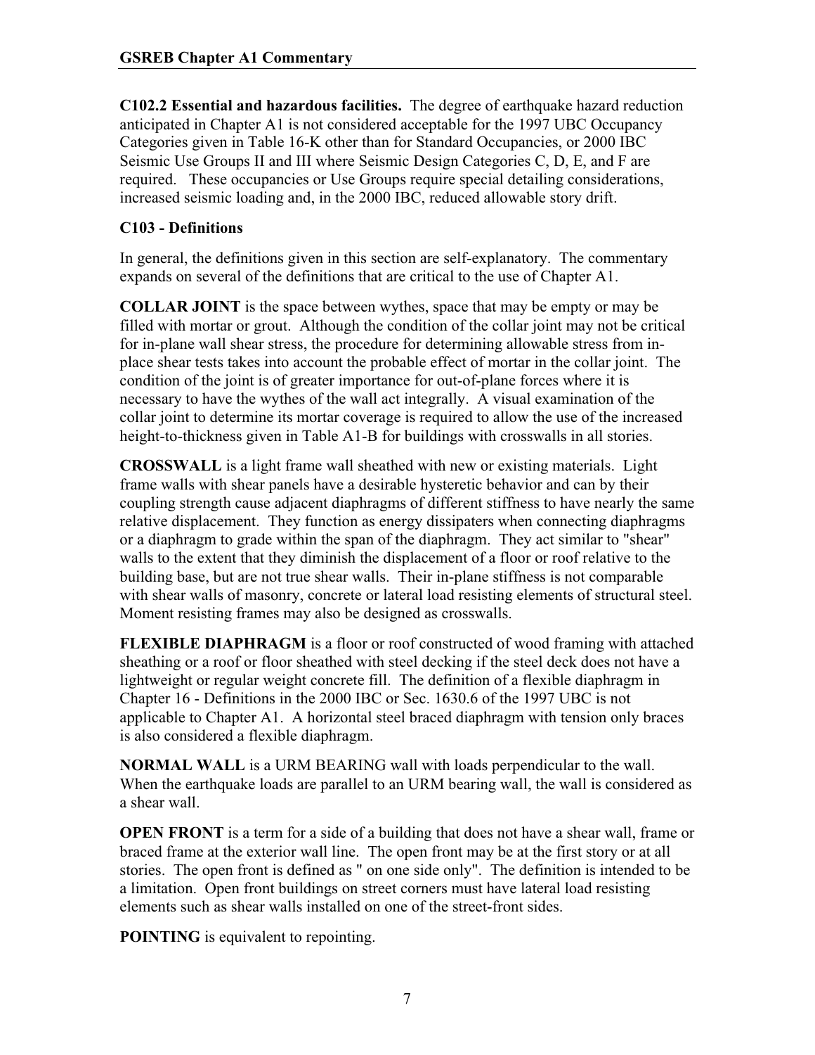**C102.2 Essential and hazardous facilities.** The degree of earthquake hazard reduction anticipated in Chapter A1 is not considered acceptable for the 1997 UBC Occupancy Categories given in Table 16-K other than for Standard Occupancies, or 2000 IBC Seismic Use Groups II and III where Seismic Design Categories C, D, E, and F are required. These occupancies or Use Groups require special detailing considerations, increased seismic loading and, in the 2000 IBC, reduced allowable story drift.

## C103 - Definitions

In general, the definitions given in this section are self-explanatory. The commentary expands on several of the definitions that are critical to the use of Chapter A1.

**COLLAR JOINT** is the space between wythes, space that may be empty or may be filled with mortar or grout. Although the condition of the collar joint may not be critical for in-plane wall shear stress, the procedure for determining allowable stress from in-place shear tests takes into account the probable effect of mortar in the collar joint. The condition of the joint is of greater importance for out-of-plane forces where it is necessary to have the wythes of the wall act integrally. A visual examination of the collar joint to determine its mortar coverage is required to allow the use of the increased height-to-thickness given in Table A1-B for buildings with crosswalls in all stories.

**CROSSWALL** is a light frame wall sheathed with new or existing materials. Light frame walls with shear panels have a desirable hysteretic behavior and can by their coupling strength cause adjacent diaphragms of different stiffness to have nearly the same relative displacement. They function as energy dissipaters when connecting diaphragms or a diaphragm to grade within the span of the diaphragm. They act similar to "shear" walls to the extent that they diminish the displacement of a floor or roof relative to the building base, but are not true shear walls. Their in-plane stiffness is not comparable with shear walls of masonry, concrete or lateral load resisting elements of structural steel. Moment resisting frames may also be designed as crosswalls.

**FLEXIBLE DIAPHRAGM** is a floor or roof constructed of wood framing with attached sheathing or a roof or floor sheathed with steel decking if the steel deck does not have a lightweight or regular weight concrete fill. The definition of a flexible diaphragm in Chapter 16 - Definitions in the 2000 IBC or Sec. 1630.6 of the 1997 UBC is not applicable to Chapter A1. A horizontal steel braced diaphragm with tension only braces is also considered a flexible diaphragm.

**NORMAL WALL** is a URM BEARING wall with loads perpendicular to the wall. When the earthquake loads are parallel to an URM bearing wall, the wall is considered as a shear wall.

**OPEN FRONT** is a term for a side of a building that does not have a shear wall, frame or braced frame at the exterior wall line. The open front may be at the first story or at all stories. The open front is defined as " on one side only". The definition is intended to be a limitation. Open front buildings on street corners must have lateral load resisting elements such as shear walls installed on one of the street-front sides.

**POINTING** is equivalent to repointing.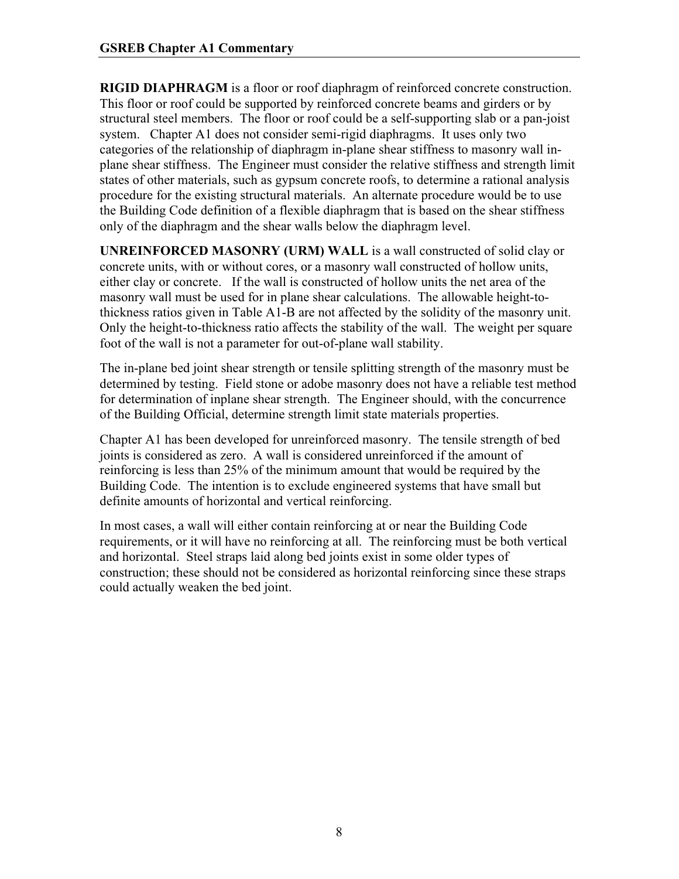**RIGID DIAPHRAGM** is a floor or roof diaphragm of reinforced concrete construction. This floor or roof could be supported by reinforced concrete beams and girders or by structural steel members. The floor or roof could be a self-supporting slab or a pan-joist system. Chapter A1 does not consider semi-rigid diaphragms. It uses only two categories of the relationship of diaphragm in-plane shear stiffness to masonry wall in-plane shear stiffness. The Engineer must consider the relative stiffness and strength limit states of other materials, such as gypsum concrete roofs, to determine a rational analysis procedure for the existing structural materials. An alternate procedure would be to use the Building Code definition of a flexible diaphragm that is based on the shear stiffness only of the diaphragm and the shear walls below the diaphragm level.

**UNREINFORCED MASONRY (URM) WALL** is a wall constructed of solid clay or concrete units, with or without cores, or a masonry wall constructed of hollow units, either clay or concrete. If the wall is constructed of hollow units the net area of the masonry wall must be used for in plane shear calculations. The allowable height-to-thickness ratios given in Table A1-B are not affected by the solidity of the masonry unit. Only the height-to-thickness ratio affects the stability of the wall. The weight per square foot of the wall is not a parameter for out-of-plane wall stability.

The in-plane bed joint shear strength or tensile splitting strength of the masonry must be determined by testing. Field stone or adobe masonry does not have a reliable test method for determination of inplane shear strength. The Engineer should, with the concurrence of the Building Official, determine strength limit state materials properties.

Chapter A1 has been developed for unreinforced masonry. The tensile strength of bed joints is considered as zero. A wall is considered unreinforced if the amount of reinforcing is less than 25% of the minimum amount that would be required by the Building Code. The intention is to exclude engineered systems that have small but definite amounts of horizontal and vertical reinforcing.

In most cases, a wall will either contain reinforcing at or near the Building Code requirements, or it will have no reinforcing at all. The reinforcing must be both vertical and horizontal. Steel straps laid along bed joints exist in some older types of construction; these should not be considered as horizontal reinforcing since these straps could actually weaken the bed joint.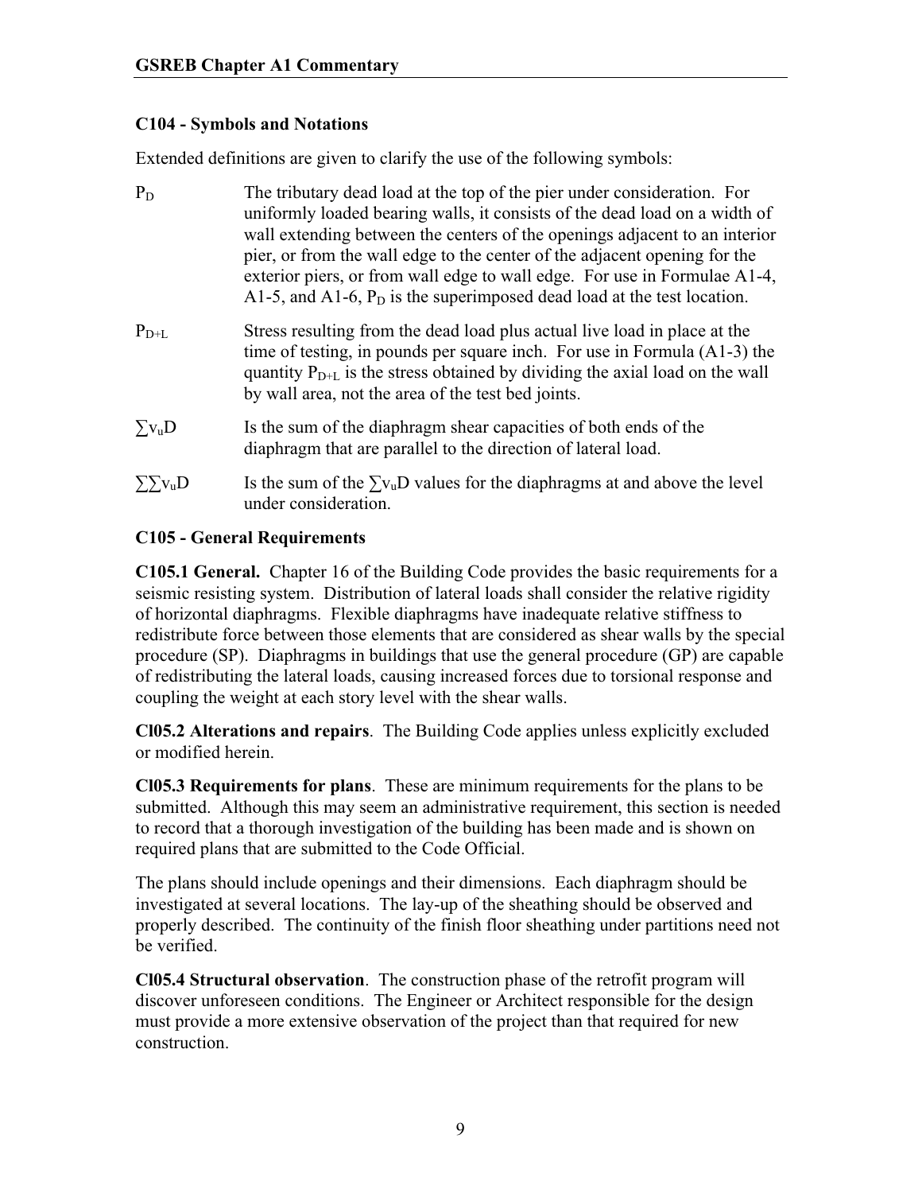### C104 - Symbols and Notations

Extended definitions are given to clarify the use of the following symbols:

$P_D$ The tributary dead load at the top of the pier under consideration. For uniformly loaded bearing walls, it consists of the dead load on a width of wall extending between the centers of the openings adjacent to an interior pier, or from the wall edge to the center of the adjacent opening for the exterior piers, or from wall edge to wall edge. For use in Formulae A1-4, A1-5, and A1-6, $P_D$ is the superimposed dead load at the test location.

$P_{D+L}$ Stress resulting from the dead load plus actual live load in place at the time of testing, in pounds per square inch. For use in Formula (A1-3) the quantity $P_{D+L}$ is the stress obtained by dividing the axial load on the wall by wall area, not the area of the test bed joints.

$\sum v_u D$ Is the sum of the diaphragm shear capacities of both ends of the diaphragm that are parallel to the direction of lateral load.

$\sum\sum v_u D$ Is the sum of the $\sum v_u D$ values for the diaphragms at and above the level under consideration.

### C105 - General Requirements

**C105.1 General.** Chapter 16 of the Building Code provides the basic requirements for a seismic resisting system. Distribution of lateral loads shall consider the relative rigidity of horizontal diaphragms. Flexible diaphragms have inadequate relative stiffness to redistribute force between those elements that are considered as shear walls by the special procedure (SP). Diaphragms in buildings that use the general procedure (GP) are capable of redistributing the lateral loads, causing increased forces due to torsional response and coupling the weight at each story level with the shear walls.

**Cl05.2 Alterations and repairs**. The Building Code applies unless explicitly excluded or modified herein.

**Cl05.3 Requirements for plans**. These are minimum requirements for the plans to be submitted. Although this may seem an administrative requirement, this section is needed to record that a thorough investigation of the building has been made and is shown on required plans that are submitted to the Code Official.

The plans should include openings and their dimensions. Each diaphragm should be investigated at several locations. The lay-up of the sheathing should be observed and properly described. The continuity of the finish floor sheathing under partitions need not be verified.

**Cl05.4 Structural observation**. The construction phase of the retrofit program will discover unforeseen conditions. The Engineer or Architect responsible for the design must provide a more extensive observation of the project than that required for new construction.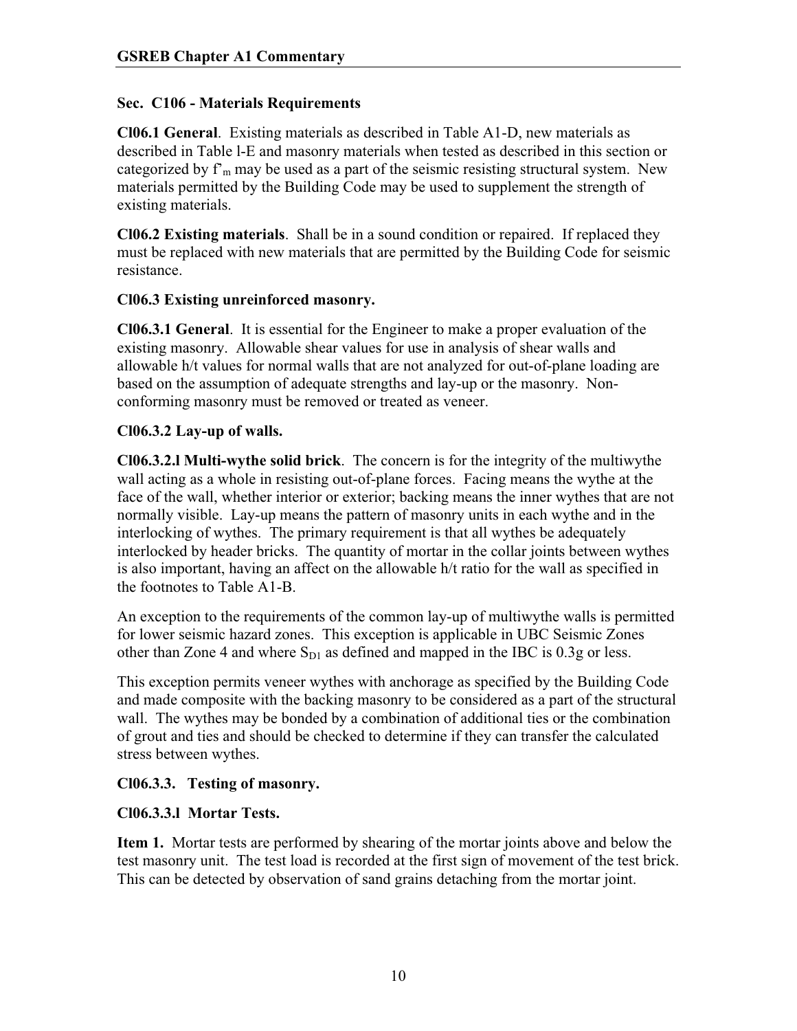## Sec. C106 - Materials Requirements

**Cl06.1 General**. Existing materials as described in Table A1-D, new materials as described in Table l-E and masonry materials when tested as described in this section or categorized by $f'_m$ may be used as a part of the seismic resisting structural system. New materials permitted by the Building Code may be used to supplement the strength of existing materials.

**Cl06.2 Existing materials**. Shall be in a sound condition or repaired. If replaced they must be replaced with new materials that are permitted by the Building Code for seismic resistance.

### Cl06.3 Existing unreinforced masonry.

**Cl06.3.1 General**. It is essential for the Engineer to make a proper evaluation of the existing masonry. Allowable shear values for use in analysis of shear walls and allowable h/t values for normal walls that are not analyzed for out-of-plane loading are based on the assumption of adequate strengths and lay-up or the masonry. Non-conforming masonry must be removed or treated as veneer.

### Cl06.3.2 Lay-up of walls.

**Cl06.3.2.l Multi-wythe solid brick**. The concern is for the integrity of the multiwythe wall acting as a whole in resisting out-of-plane forces. Facing means the wythe at the face of the wall, whether interior or exterior; backing means the inner wythes that are not normally visible. Lay-up means the pattern of masonry units in each wythe and in the interlocking of wythes. The primary requirement is that all wythes be adequately interlocked by header bricks. The quantity of mortar in the collar joints between wythes is also important, having an affect on the allowable h/t ratio for the wall as specified in the footnotes to Table A1-B.

An exception to the requirements of the common lay-up of multiwythe walls is permitted for lower seismic hazard zones. This exception is applicable in UBC Seismic Zones other than Zone 4 and where $S_{D1}$ as defined and mapped in the IBC is 0.3g or less.

This exception permits veneer wythes with anchorage as specified by the Building Code and made composite with the backing masonry to be considered as a part of the structural wall. The wythes may be bonded by a combination of additional ties or the combination of grout and ties and should be checked to determine if they can transfer the calculated stress between wythes.

### Cl06.3.3. Testing of masonry.

### Cl06.3.3.l Mortar Tests.

**Item 1.** Mortar tests are performed by shearing of the mortar joints above and below the test masonry unit. The test load is recorded at the first sign of movement of the test brick. This can be detected by observation of sand grains detaching from the mortar joint.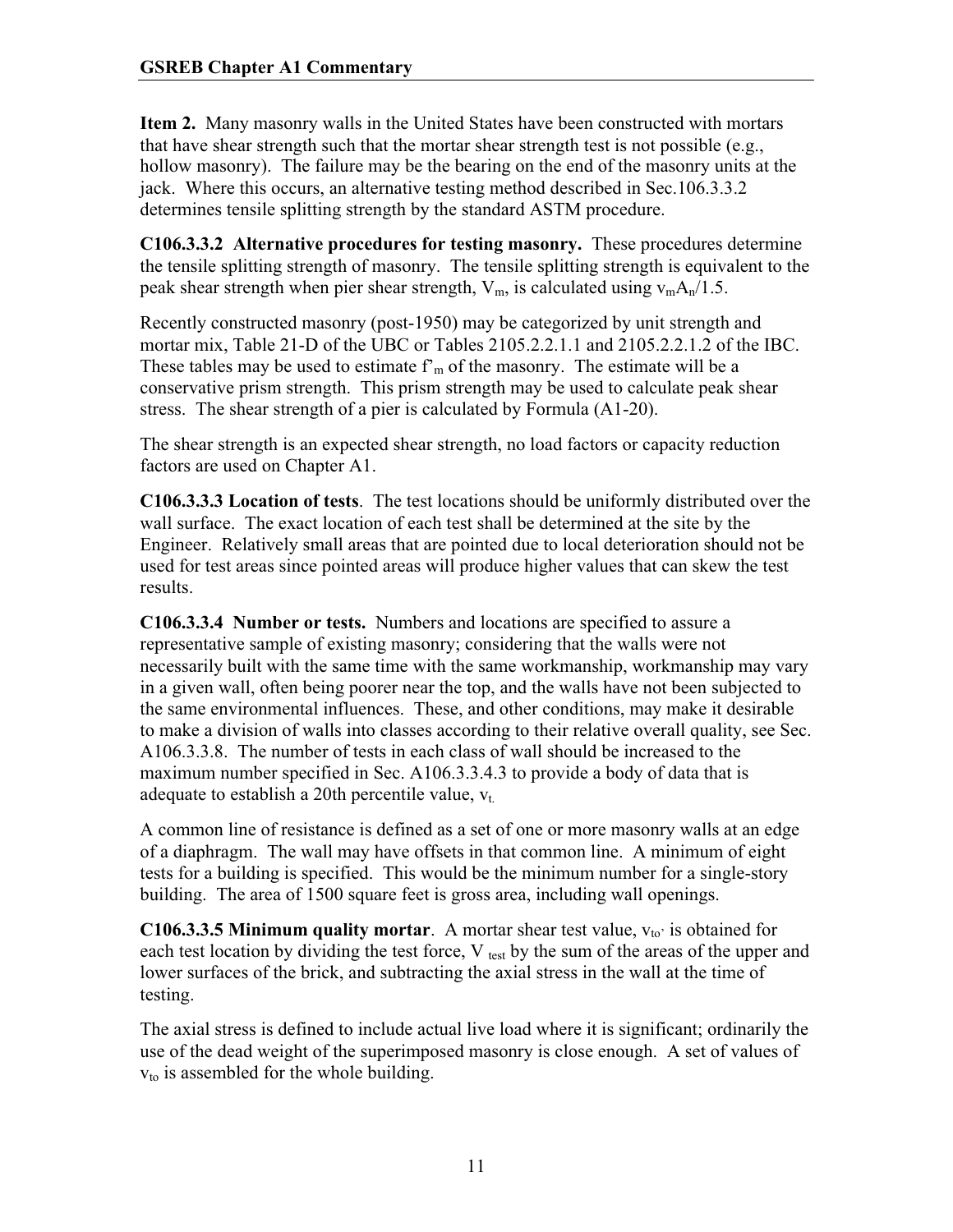**Item 2.** Many masonry walls in the United States have been constructed with mortars that have shear strength such that the mortar shear strength test is not possible (e.g., hollow masonry). The failure may be the bearing on the end of the masonry units at the jack. Where this occurs, an alternative testing method described in Sec.106.3.3.2 determines tensile splitting strength by the standard ASTM procedure.

**C106.3.3.2 Alternative procedures for testing masonry.** These procedures determine the tensile splitting strength of masonry. The tensile splitting strength is equivalent to the peak shear strength when pier shear strength, $V_m$, is calculated using $v_m A_n/1.5$.

Recently constructed masonry (post-1950) may be categorized by unit strength and mortar mix, Table 21-D of the UBC or Tables 2105.2.2.1.1 and 2105.2.2.1.2 of the IBC. These tables may be used to estimate $f'_m$ of the masonry. The estimate will be a conservative prism strength. This prism strength may be used to calculate peak shear stress. The shear strength of a pier is calculated by Formula (A1-20).

The shear strength is an expected shear strength, no load factors or capacity reduction factors are used on Chapter A1.

**C106.3.3.3 Location of tests**. The test locations should be uniformly distributed over the wall surface. The exact location of each test shall be determined at the site by the Engineer. Relatively small areas that are pointed due to local deterioration should not be used for test areas since pointed areas will produce higher values that can skew the test results.

**C106.3.3.4 Number or tests.** Numbers and locations are specified to assure a representative sample of existing masonry; considering that the walls were not necessarily built with the same time with the same workmanship, workmanship may vary in a given wall, often being poorer near the top, and the walls have not been subjected to the same environmental influences. These, and other conditions, may make it desirable to make a division of walls into classes according to their relative overall quality, see Sec. A106.3.3.8. The number of tests in each class of wall should be increased to the maximum number specified in Sec. A106.3.3.4.3 to provide a body of data that is adequate to establish a 20th percentile value, $v_t$.

A common line of resistance is defined as a set of one or more masonry walls at an edge of a diaphragm. The wall may have offsets in that common line. A minimum of eight tests for a building is specified. This would be the minimum number for a single-story building. The area of 1500 square feet is gross area, including wall openings.

**C106.3.3.5 Minimum quality mortar**. A mortar shear test value, $v_{to}$, is obtained for each test location by dividing the test force, $V_{test}$ by the sum of the areas of the upper and lower surfaces of the brick, and subtracting the axial stress in the wall at the time of testing.

The axial stress is defined to include actual live load where it is significant; ordinarily the use of the dead weight of the superimposed masonry is close enough. A set of values of $v_{to}$ is assembled for the whole building.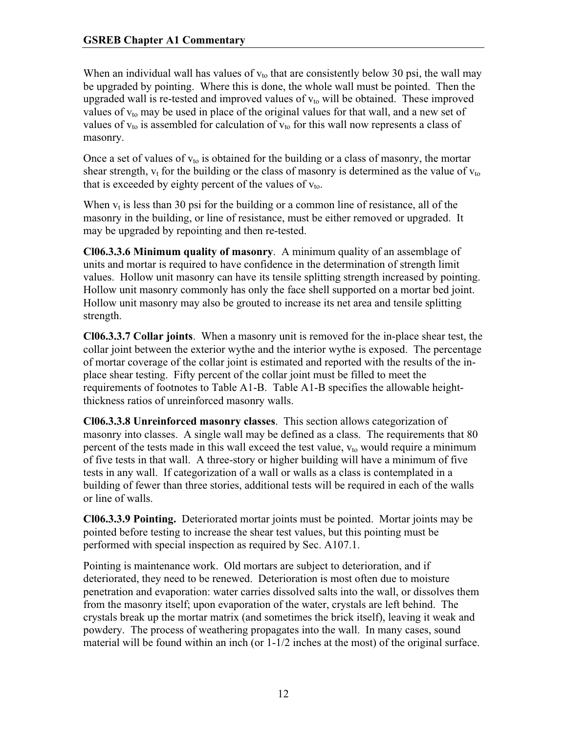When an individual wall has values of $v_{to}$ that are consistently below 30 psi, the wall may be upgraded by pointing. Where this is done, the whole wall must be pointed. Then the upgraded wall is re-tested and improved values of $v_{to}$ will be obtained. These improved values of $v_{to}$ may be used in place of the original values for that wall, and a new set of values of $v_{to}$ is assembled for calculation of $v_{to}$ for this wall now represents a class of masonry.

Once a set of values of $v_{to}$ is obtained for the building or a class of masonry, the mortar shear strength, $v_t$ for the building or the class of masonry is determined as the value of $v_{to}$ that is exceeded by eighty percent of the values of $v_{to}$.

When $v_t$ is less than 30 psi for the building or a common line of resistance, all of the masonry in the building, or line of resistance, must be either removed or upgraded. It may be upgraded by repointing and then re-tested.

**Cl06.3.3.6 Minimum quality of masonry**. A minimum quality of an assemblage of units and mortar is required to have confidence in the determination of strength limit values. Hollow unit masonry can have its tensile splitting strength increased by pointing. Hollow unit masonry commonly has only the face shell supported on a mortar bed joint. Hollow unit masonry may also be grouted to increase its net area and tensile splitting strength.

**Cl06.3.3.7 Collar joints**. When a masonry unit is removed for the in-place shear test, the collar joint between the exterior wythe and the interior wythe is exposed. The percentage of mortar coverage of the collar joint is estimated and reported with the results of the in-place shear testing. Fifty percent of the collar joint must be filled to meet the requirements of footnotes to Table A1-B. Table A1-B specifies the allowable height-thickness ratios of unreinforced masonry walls.

**Cl06.3.3.8 Unreinforced masonry classes**. This section allows categorization of masonry into classes. A single wall may be defined as a class. The requirements that 80 percent of the tests made in this wall exceed the test value, $v_{to}$ would require a minimum of five tests in that wall. A three-story or higher building will have a minimum of five tests in any wall. If categorization of a wall or walls as a class is contemplated in a building of fewer than three stories, additional tests will be required in each of the walls or line of walls.

**Cl06.3.3.9 Pointing.** Deteriorated mortar joints must be pointed. Mortar joints may be pointed before testing to increase the shear test values, but this pointing must be performed with special inspection as required by Sec. A107.1.

Pointing is maintenance work. Old mortars are subject to deterioration, and if deteriorated, they need to be renewed. Deterioration is most often due to moisture penetration and evaporation: water carries dissolved salts into the wall, or dissolves them from the masonry itself; upon evaporation of the water, crystals are left behind. The crystals break up the mortar matrix (and sometimes the brick itself), leaving it weak and powdery. The process of weathering propagates into the wall. In many cases, sound material will be found within an inch (or 1-1/2 inches at the most) of the original surface.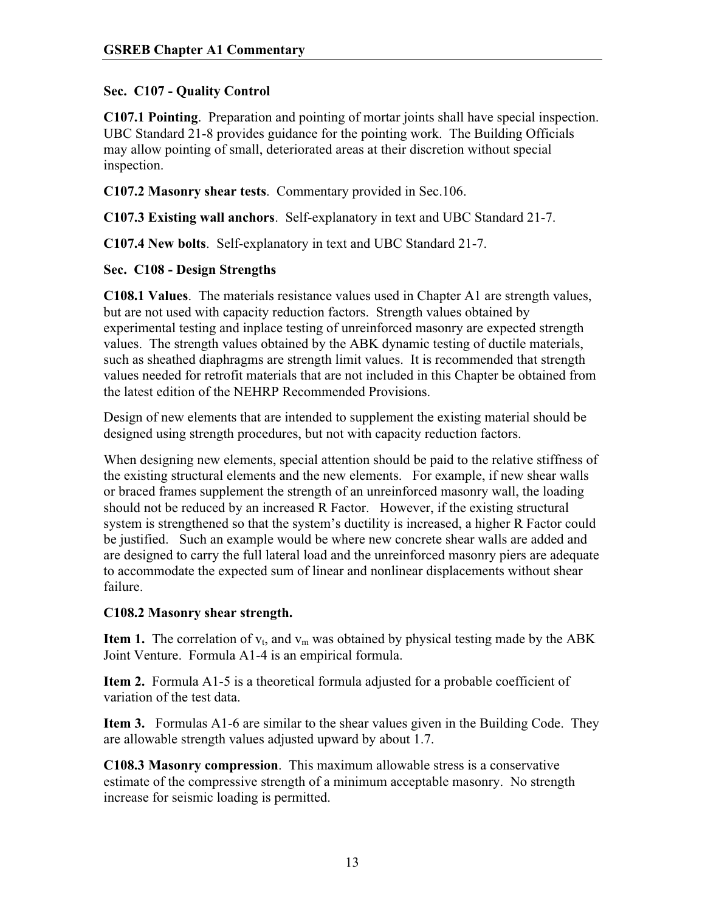### Sec. C107 - Quality Control

**C107.1 Pointing**. Preparation and pointing of mortar joints shall have special inspection. UBC Standard 21-8 provides guidance for the pointing work. The Building Officials may allow pointing of small, deteriorated areas at their discretion without special inspection.

**C107.2 Masonry shear tests**. Commentary provided in Sec.106.

**C107.3 Existing wall anchors**. Self-explanatory in text and UBC Standard 21-7.

**C107.4 New bolts**. Self-explanatory in text and UBC Standard 21-7.

### Sec. C108 - Design Strengths

**C108.1 Values**. The materials resistance values used in Chapter A1 are strength values, but are not used with capacity reduction factors. Strength values obtained by experimental testing and inplace testing of unreinforced masonry are expected strength values. The strength values obtained by the ABK dynamic testing of ductile materials, such as sheathed diaphragms are strength limit values. It is recommended that strength values needed for retrofit materials that are not included in this Chapter be obtained from the latest edition of the NEHRP Recommended Provisions.

Design of new elements that are intended to supplement the existing material should be designed using strength procedures, but not with capacity reduction factors.

When designing new elements, special attention should be paid to the relative stiffness of the existing structural elements and the new elements. For example, if new shear walls or braced frames supplement the strength of an unreinforced masonry wall, the loading should not be reduced by an increased R Factor. However, if the existing structural system is strengthened so that the system's ductility is increased, a higher R Factor could be justified. Such an example would be where new concrete shear walls are added and are designed to carry the full lateral load and the unreinforced masonry piers are adequate to accommodate the expected sum of linear and nonlinear displacements without shear failure.

**C108.2 Masonry shear strength.**

**Item 1.** The correlation of $v_t$, and $v_m$ was obtained by physical testing made by the ABK Joint Venture. Formula A1-4 is an empirical formula.

**Item 2.** Formula A1-5 is a theoretical formula adjusted for a probable coefficient of variation of the test data.

**Item 3.** Formulas A1-6 are similar to the shear values given in the Building Code. They are allowable strength values adjusted upward by about 1.7.

**C108.3 Masonry compression**. This maximum allowable stress is a conservative estimate of the compressive strength of a minimum acceptable masonry. No strength increase for seismic loading is permitted.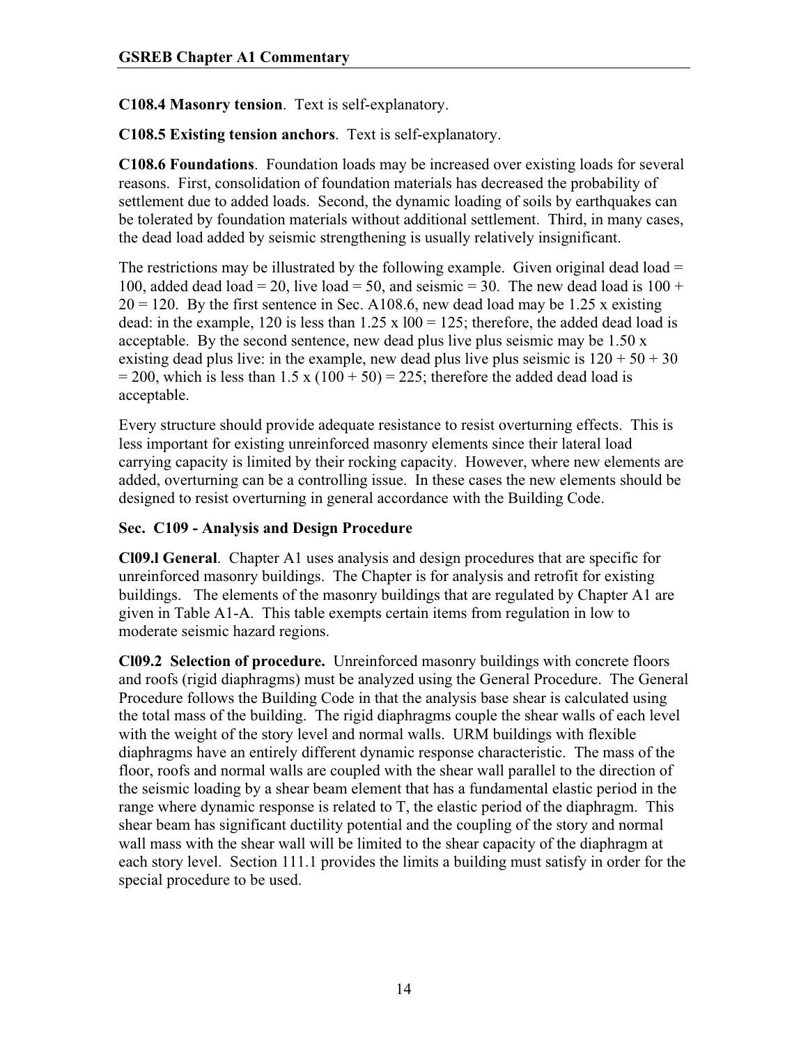**C108.4 Masonry tension**. Text is self-explanatory.

**C108.5 Existing tension anchors**. Text is self-explanatory.

**C108.6 Foundations**. Foundation loads may be increased over existing loads for several reasons. First, consolidation of foundation materials has decreased the probability of settlement due to added loads. Second, the dynamic loading of soils by earthquakes can be tolerated by foundation materials without additional settlement. Third, in many cases, the dead load added by seismic strengthening is usually relatively insignificant.

The restrictions may be illustrated by the following example. Given original dead load = 100, added dead load = 20, live load = 50, and seismic = 30. The new dead load is 100 + 20 = 120. By the first sentence in Sec. A108.6, new dead load may be 1.25 x existing dead: in the example, 120 is less than 1.25 x l00 = 125; therefore, the added dead load is acceptable. By the second sentence, new dead plus live plus seismic may be 1.50 x existing dead plus live: in the example, new dead plus live plus seismic is 120 + 50 + 30 = 200, which is less than 1.5 x (100 + 50) = 225; therefore the added dead load is acceptable.

Every structure should provide adequate resistance to resist overturning effects. This is less important for existing unreinforced masonry elements since their lateral load carrying capacity is limited by their rocking capacity. However, where new elements are added, overturning can be a controlling issue. In these cases the new elements should be designed to resist overturning in general accordance with the Building Code.

### Sec. C109 - Analysis and Design Procedure

**Cl09.l General**. Chapter A1 uses analysis and design procedures that are specific for unreinforced masonry buildings. The Chapter is for analysis and retrofit for existing buildings. The elements of the masonry buildings that are regulated by Chapter A1 are given in Table A1-A. This table exempts certain items from regulation in low to moderate seismic hazard regions.

**Cl09.2 Selection of procedure.** Unreinforced masonry buildings with concrete floors and roofs (rigid diaphragms) must be analyzed using the General Procedure. The General Procedure follows the Building Code in that the analysis base shear is calculated using the total mass of the building. The rigid diaphragms couple the shear walls of each level with the weight of the story level and normal walls. URM buildings with flexible diaphragms have an entirely different dynamic response characteristic. The mass of the floor, roofs and normal walls are coupled with the shear wall parallel to the direction of the seismic loading by a shear beam element that has a fundamental elastic period in the range where dynamic response is related to T, the elastic period of the diaphragm. This shear beam has significant ductility potential and the coupling of the story and normal wall mass with the shear wall will be limited to the shear capacity of the diaphragm at each story level. Section 111.1 provides the limits a building must satisfy in order for the special procedure to be used.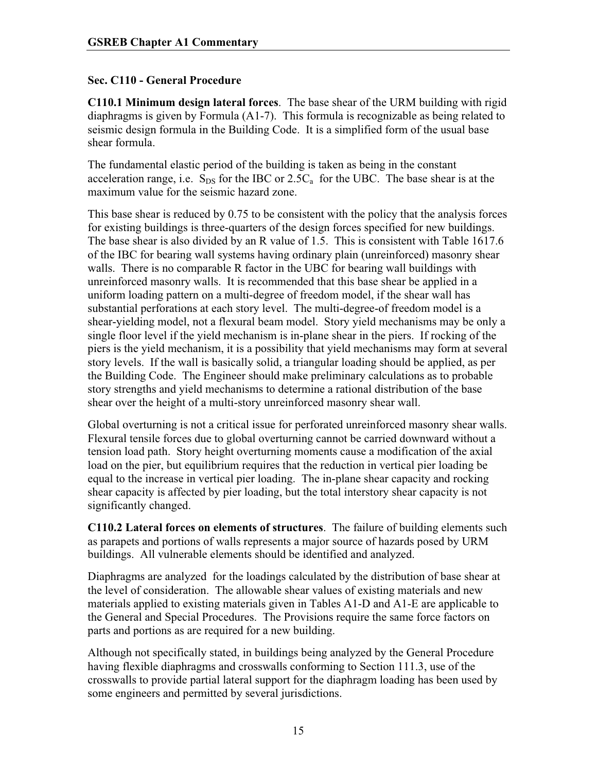### Sec. C110 - General Procedure

**C110.1 Minimum design lateral forces**. The base shear of the URM building with rigid diaphragms is given by Formula (A1-7). This formula is recognizable as being related to seismic design formula in the Building Code. It is a simplified form of the usual base shear formula.

The fundamental elastic period of the building is taken as being in the constant acceleration range, i.e. $S_{DS}$ for the IBC or $2.5C_a$ for the UBC. The base shear is at the maximum value for the seismic hazard zone.

This base shear is reduced by 0.75 to be consistent with the policy that the analysis forces for existing buildings is three-quarters of the design forces specified for new buildings. The base shear is also divided by an R value of 1.5. This is consistent with Table 1617.6 of the IBC for bearing wall systems having ordinary plain (unreinforced) masonry shear walls. There is no comparable R factor in the UBC for bearing wall buildings with unreinforced masonry walls. It is recommended that this base shear be applied in a uniform loading pattern on a multi-degree of freedom model, if the shear wall has substantial perforations at each story level. The multi-degree-of freedom model is a shear-yielding model, not a flexural beam model. Story yield mechanisms may be only a single floor level if the yield mechanism is in-plane shear in the piers. If rocking of the piers is the yield mechanism, it is a possibility that yield mechanisms may form at several story levels. If the wall is basically solid, a triangular loading should be applied, as per the Building Code. The Engineer should make preliminary calculations as to probable story strengths and yield mechanisms to determine a rational distribution of the base shear over the height of a multi-story unreinforced masonry shear wall.

Global overturning is not a critical issue for perforated unreinforced masonry shear walls. Flexural tensile forces due to global overturning cannot be carried downward without a tension load path. Story height overturning moments cause a modification of the axial load on the pier, but equilibrium requires that the reduction in vertical pier loading be equal to the increase in vertical pier loading. The in-plane shear capacity and rocking shear capacity is affected by pier loading, but the total interstory shear capacity is not significantly changed.

**C110.2 Lateral forces on elements of structures**. The failure of building elements such as parapets and portions of walls represents a major source of hazards posed by URM buildings. All vulnerable elements should be identified and analyzed.

Diaphragms are analyzed for the loadings calculated by the distribution of base shear at the level of consideration. The allowable shear values of existing materials and new materials applied to existing materials given in Tables A1-D and A1-E are applicable to the General and Special Procedures. The Provisions require the same force factors on parts and portions as are required for a new building.

Although not specifically stated, in buildings being analyzed by the General Procedure having flexible diaphragms and crosswalls conforming to Section 111.3, use of the crosswalls to provide partial lateral support for the diaphragm loading has been used by some engineers and permitted by several jurisdictions.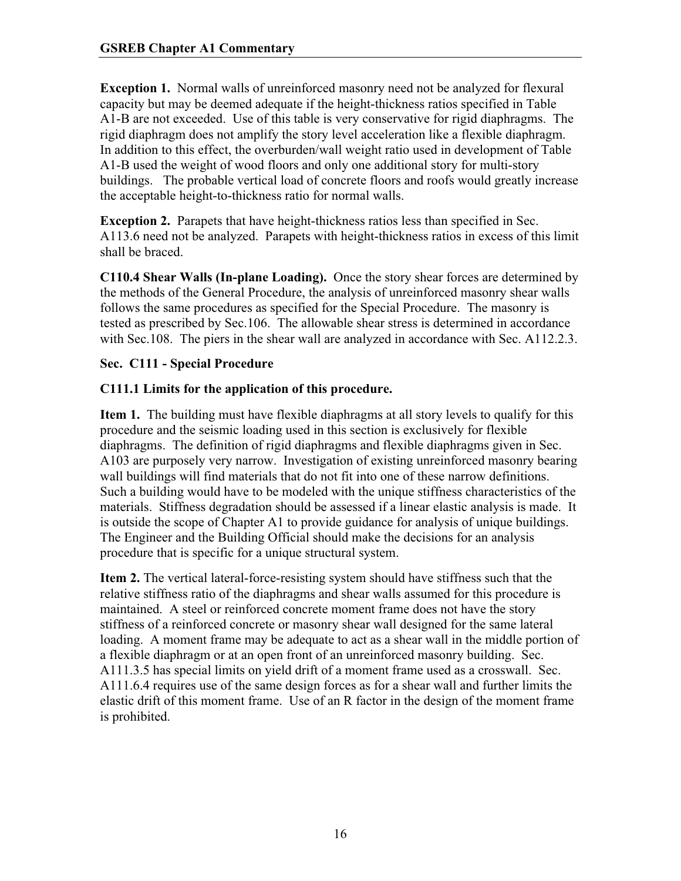**Exception 1.** Normal walls of unreinforced masonry need not be analyzed for flexural capacity but may be deemed adequate if the height-thickness ratios specified in Table A1-B are not exceeded. Use of this table is very conservative for rigid diaphragms. The rigid diaphragm does not amplify the story level acceleration like a flexible diaphragm. In addition to this effect, the overburden/wall weight ratio used in development of Table A1-B used the weight of wood floors and only one additional story for multi-story buildings. The probable vertical load of concrete floors and roofs would greatly increase the acceptable height-to-thickness ratio for normal walls.

**Exception 2.** Parapets that have height-thickness ratios less than specified in Sec. A113.6 need not be analyzed. Parapets with height-thickness ratios in excess of this limit shall be braced.

**C110.4 Shear Walls (In-plane Loading).** Once the story shear forces are determined by the methods of the General Procedure, the analysis of unreinforced masonry shear walls follows the same procedures as specified for the Special Procedure. The masonry is tested as prescribed by Sec.106. The allowable shear stress is determined in accordance with Sec.108. The piers in the shear wall are analyzed in accordance with Sec. A112.2.3.

### Sec. C111 - Special Procedure

#### C111.1 Limits for the application of this procedure.

**Item 1.** The building must have flexible diaphragms at all story levels to qualify for this procedure and the seismic loading used in this section is exclusively for flexible diaphragms. The definition of rigid diaphragms and flexible diaphragms given in Sec. A103 are purposely very narrow. Investigation of existing unreinforced masonry bearing wall buildings will find materials that do not fit into one of these narrow definitions. Such a building would have to be modeled with the unique stiffness characteristics of the materials. Stiffness degradation should be assessed if a linear elastic analysis is made. It is outside the scope of Chapter A1 to provide guidance for analysis of unique buildings. The Engineer and the Building Official should make the decisions for an analysis procedure that is specific for a unique structural system.

**Item 2.** The vertical lateral-force-resisting system should have stiffness such that the relative stiffness ratio of the diaphragms and shear walls assumed for this procedure is maintained. A steel or reinforced concrete moment frame does not have the story stiffness of a reinforced concrete or masonry shear wall designed for the same lateral loading. A moment frame may be adequate to act as a shear wall in the middle portion of a flexible diaphragm or at an open front of an unreinforced masonry building. Sec. A111.3.5 has special limits on yield drift of a moment frame used as a crosswall. Sec. A111.6.4 requires use of the same design forces as for a shear wall and further limits the elastic drift of this moment frame. Use of an R factor in the design of the moment frame is prohibited.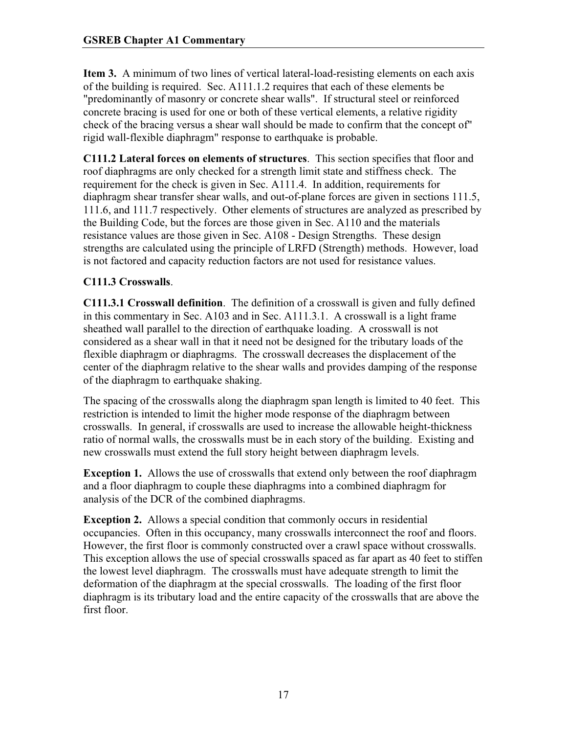**Item 3.** A minimum of two lines of vertical lateral-load-resisting elements on each axis of the building is required. Sec. A111.1.2 requires that each of these elements be "predominantly of masonry or concrete shear walls". If structural steel or reinforced concrete bracing is used for one or both of these vertical elements, a relative rigidity check of the bracing versus a shear wall should be made to confirm that the concept of" rigid wall-flexible diaphragm" response to earthquake is probable.

**C111.2 Lateral forces on elements of structures**. This section specifies that floor and roof diaphragms are only checked for a strength limit state and stiffness check. The requirement for the check is given in Sec. A111.4. In addition, requirements for diaphragm shear transfer shear walls, and out-of-plane forces are given in sections 111.5, 111.6, and 111.7 respectively. Other elements of structures are analyzed as prescribed by the Building Code, but the forces are those given in Sec. A110 and the materials resistance values are those given in Sec. A108 - Design Strengths. These design strengths are calculated using the principle of LRFD (Strength) methods. However, load is not factored and capacity reduction factors are not used for resistance values.

**C111.3 Crosswalls**.

**C111.3.1 Crosswall definition**. The definition of a crosswall is given and fully defined in this commentary in Sec. A103 and in Sec. A111.3.1. A crosswall is a light frame sheathed wall parallel to the direction of earthquake loading. A crosswall is not considered as a shear wall in that it need not be designed for the tributary loads of the flexible diaphragm or diaphragms. The crosswall decreases the displacement of the center of the diaphragm relative to the shear walls and provides damping of the response of the diaphragm to earthquake shaking.

The spacing of the crosswalls along the diaphragm span length is limited to 40 feet. This restriction is intended to limit the higher mode response of the diaphragm between crosswalls. In general, if crosswalls are used to increase the allowable height-thickness ratio of normal walls, the crosswalls must be in each story of the building. Existing and new crosswalls must extend the full story height between diaphragm levels.

**Exception 1.** Allows the use of crosswalls that extend only between the roof diaphragm and a floor diaphragm to couple these diaphragms into a combined diaphragm for analysis of the DCR of the combined diaphragms.

**Exception 2.** Allows a special condition that commonly occurs in residential occupancies. Often in this occupancy, many crosswalls interconnect the roof and floors. However, the first floor is commonly constructed over a crawl space without crosswalls. This exception allows the use of special crosswalls spaced as far apart as 40 feet to stiffen the lowest level diaphragm. The crosswalls must have adequate strength to limit the deformation of the diaphragm at the special crosswalls. The loading of the first floor diaphragm is its tributary load and the entire capacity of the crosswalls that are above the first floor.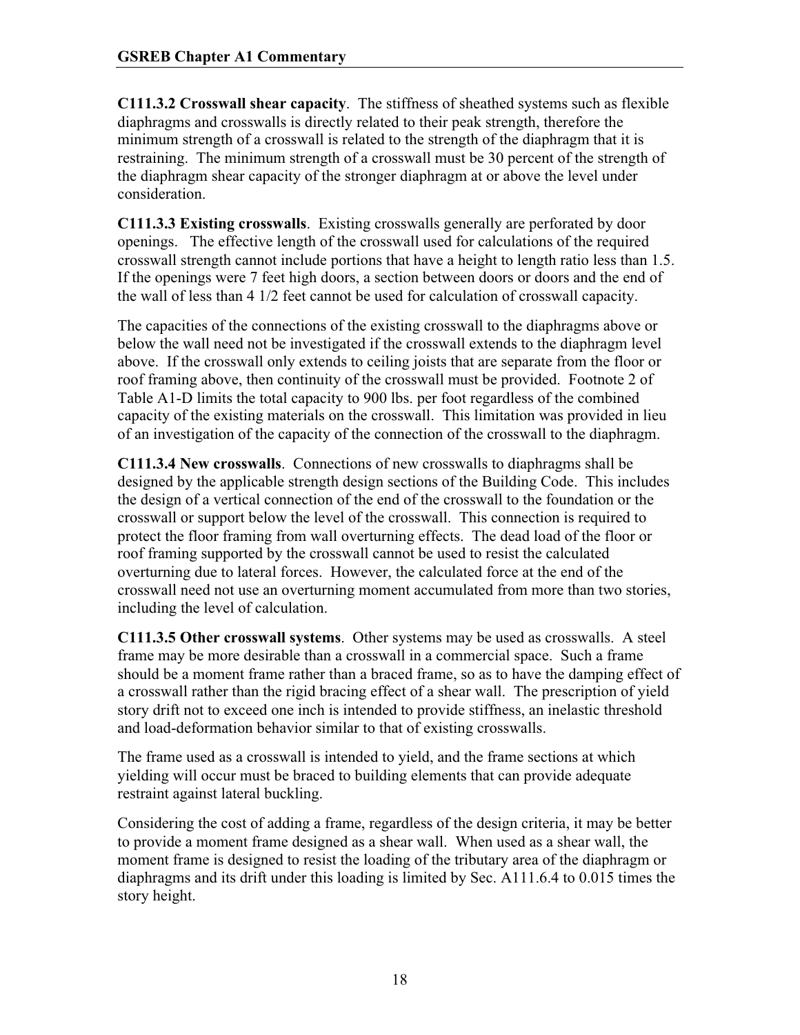**C111.3.2 Crosswall shear capacity**. The stiffness of sheathed systems such as flexible diaphragms and crosswalls is directly related to their peak strength, therefore the minimum strength of a crosswall is related to the strength of the diaphragm that it is restraining. The minimum strength of a crosswall must be 30 percent of the strength of the diaphragm shear capacity of the stronger diaphragm at or above the level under consideration.

**C111.3.3 Existing crosswalls**. Existing crosswalls generally are perforated by door openings. The effective length of the crosswall used for calculations of the required crosswall strength cannot include portions that have a height to length ratio less than 1.5. If the openings were 7 feet high doors, a section between doors or doors and the end of the wall of less than 4 1/2 feet cannot be used for calculation of crosswall capacity.

The capacities of the connections of the existing crosswall to the diaphragms above or below the wall need not be investigated if the crosswall extends to the diaphragm level above. If the crosswall only extends to ceiling joists that are separate from the floor or roof framing above, then continuity of the crosswall must be provided. Footnote 2 of Table A1-D limits the total capacity to 900 lbs. per foot regardless of the combined capacity of the existing materials on the crosswall. This limitation was provided in lieu of an investigation of the capacity of the connection of the crosswall to the diaphragm.

**C111.3.4 New crosswalls**. Connections of new crosswalls to diaphragms shall be designed by the applicable strength design sections of the Building Code. This includes the design of a vertical connection of the end of the crosswall to the foundation or the crosswall or support below the level of the crosswall. This connection is required to protect the floor framing from wall overturning effects. The dead load of the floor or roof framing supported by the crosswall cannot be used to resist the calculated overturning due to lateral forces. However, the calculated force at the end of the crosswall need not use an overturning moment accumulated from more than two stories, including the level of calculation.

**C111.3.5 Other crosswall systems**. Other systems may be used as crosswalls. A steel frame may be more desirable than a crosswall in a commercial space. Such a frame should be a moment frame rather than a braced frame, so as to have the damping effect of a crosswall rather than the rigid bracing effect of a shear wall. The prescription of yield story drift not to exceed one inch is intended to provide stiffness, an inelastic threshold and load-deformation behavior similar to that of existing crosswalls.

The frame used as a crosswall is intended to yield, and the frame sections at which yielding will occur must be braced to building elements that can provide adequate restraint against lateral buckling.

Considering the cost of adding a frame, regardless of the design criteria, it may be better to provide a moment frame designed as a shear wall. When used as a shear wall, the moment frame is designed to resist the loading of the tributary area of the diaphragm or diaphragms and its drift under this loading is limited by Sec. A111.6.4 to 0.015 times the story height.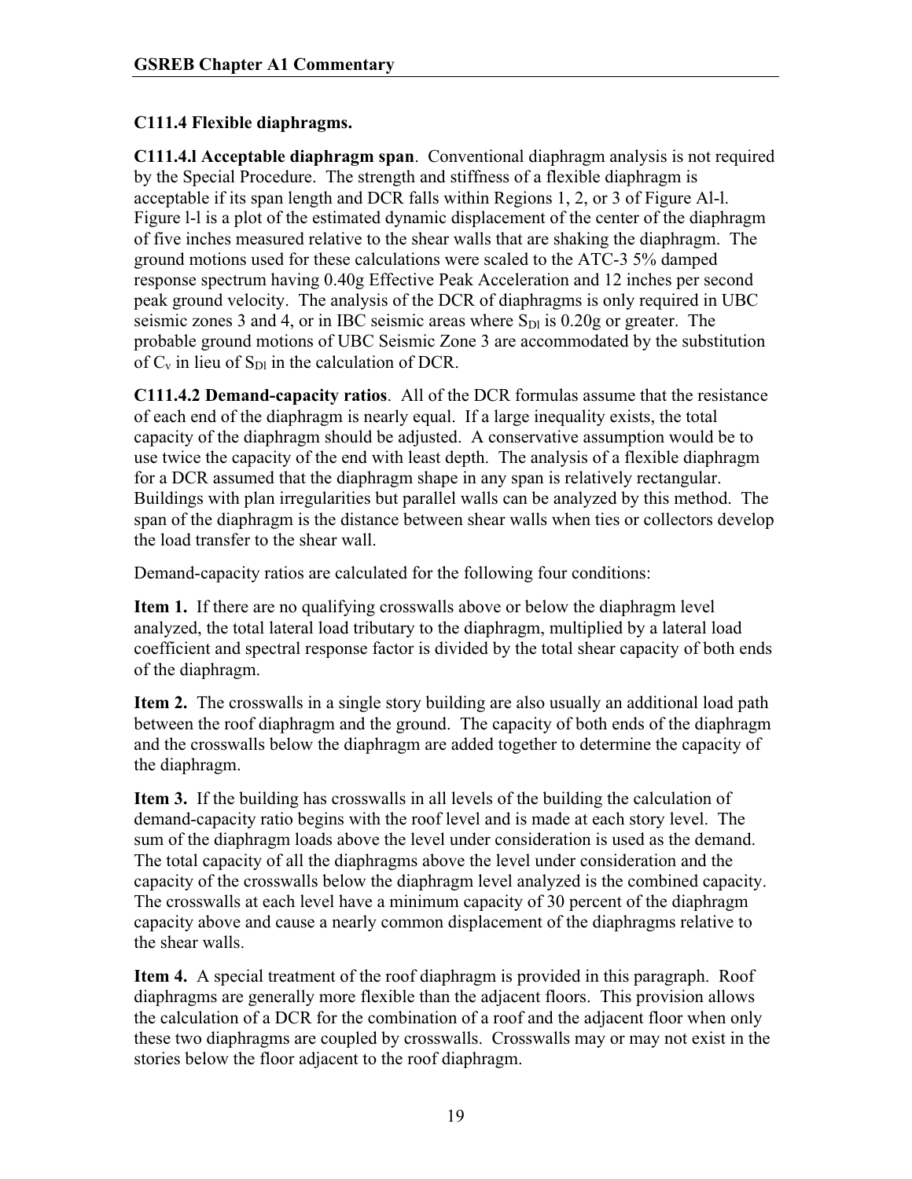### C111.4 Flexible diaphragms.

**C111.4.l Acceptable diaphragm span**. Conventional diaphragm analysis is not required by the Special Procedure. The strength and stiffness of a flexible diaphragm is acceptable if its span length and DCR falls within Regions 1, 2, or 3 of Figure Al-l. Figure l-l is a plot of the estimated dynamic displacement of the center of the diaphragm of five inches measured relative to the shear walls that are shaking the diaphragm. The ground motions used for these calculations were scaled to the ATC-3 5% damped response spectrum having 0.40g Effective Peak Acceleration and 12 inches per second peak ground velocity. The analysis of the DCR of diaphragms is only required in UBC seismic zones 3 and 4, or in IBC seismic areas where $S_{Dl}$ is 0.20g or greater. The probable ground motions of UBC Seismic Zone 3 are accommodated by the substitution of $C_v$ in lieu of $S_{Dl}$ in the calculation of DCR.

**C111.4.2 Demand-capacity ratios**. All of the DCR formulas assume that the resistance of each end of the diaphragm is nearly equal. If a large inequality exists, the total capacity of the diaphragm should be adjusted. A conservative assumption would be to use twice the capacity of the end with least depth. The analysis of a flexible diaphragm for a DCR assumed that the diaphragm shape in any span is relatively rectangular. Buildings with plan irregularities but parallel walls can be analyzed by this method. The span of the diaphragm is the distance between shear walls when ties or collectors develop the load transfer to the shear wall.

Demand-capacity ratios are calculated for the following four conditions:

**Item 1.** If there are no qualifying crosswalls above or below the diaphragm level analyzed, the total lateral load tributary to the diaphragm, multiplied by a lateral load coefficient and spectral response factor is divided by the total shear capacity of both ends of the diaphragm.

**Item 2.** The crosswalls in a single story building are also usually an additional load path between the roof diaphragm and the ground. The capacity of both ends of the diaphragm and the crosswalls below the diaphragm are added together to determine the capacity of the diaphragm.

**Item 3.** If the building has crosswalls in all levels of the building the calculation of demand-capacity ratio begins with the roof level and is made at each story level. The sum of the diaphragm loads above the level under consideration is used as the demand. The total capacity of all the diaphragms above the level under consideration and the capacity of the crosswalls below the diaphragm level analyzed is the combined capacity. The crosswalls at each level have a minimum capacity of 30 percent of the diaphragm capacity above and cause a nearly common displacement of the diaphragms relative to the shear walls.

**Item 4.** A special treatment of the roof diaphragm is provided in this paragraph. Roof diaphragms are generally more flexible than the adjacent floors. This provision allows the calculation of a DCR for the combination of a roof and the adjacent floor when only these two diaphragms are coupled by crosswalls. Crosswalls may or may not exist in the stories below the floor adjacent to the roof diaphragm.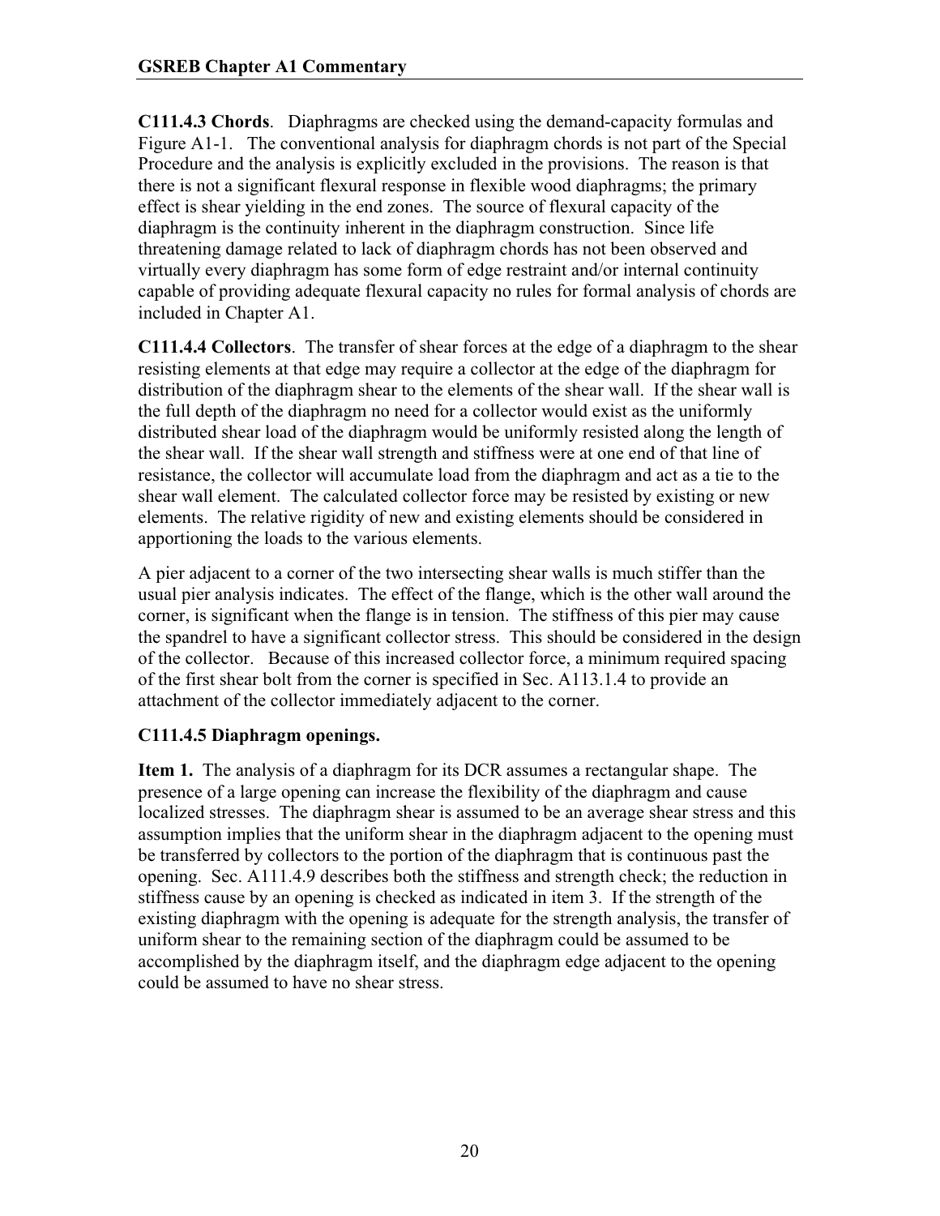**C111.4.3 Chords**. Diaphragms are checked using the demand-capacity formulas and Figure A1-1. The conventional analysis for diaphragm chords is not part of the Special Procedure and the analysis is explicitly excluded in the provisions. The reason is that there is not a significant flexural response in flexible wood diaphragms; the primary effect is shear yielding in the end zones. The source of flexural capacity of the diaphragm is the continuity inherent in the diaphragm construction. Since life threatening damage related to lack of diaphragm chords has not been observed and virtually every diaphragm has some form of edge restraint and/or internal continuity capable of providing adequate flexural capacity no rules for formal analysis of chords are included in Chapter A1.

**C111.4.4 Collectors**. The transfer of shear forces at the edge of a diaphragm to the shear resisting elements at that edge may require a collector at the edge of the diaphragm for distribution of the diaphragm shear to the elements of the shear wall. If the shear wall is the full depth of the diaphragm no need for a collector would exist as the uniformly distributed shear load of the diaphragm would be uniformly resisted along the length of the shear wall. If the shear wall strength and stiffness were at one end of that line of resistance, the collector will accumulate load from the diaphragm and act as a tie to the shear wall element. The calculated collector force may be resisted by existing or new elements. The relative rigidity of new and existing elements should be considered in apportioning the loads to the various elements.

A pier adjacent to a corner of the two intersecting shear walls is much stiffer than the usual pier analysis indicates. The effect of the flange, which is the other wall around the corner, is significant when the flange is in tension. The stiffness of this pier may cause the spandrel to have a significant collector stress. This should be considered in the design of the collector. Because of this increased collector force, a minimum required spacing of the first shear bolt from the corner is specified in Sec. A113.1.4 to provide an attachment of the collector immediately adjacent to the corner.

**C111.4.5 Diaphragm openings.**

**Item 1.** The analysis of a diaphragm for its DCR assumes a rectangular shape. The presence of a large opening can increase the flexibility of the diaphragm and cause localized stresses. The diaphragm shear is assumed to be an average shear stress and this assumption implies that the uniform shear in the diaphragm adjacent to the opening must be transferred by collectors to the portion of the diaphragm that is continuous past the opening. Sec. A111.4.9 describes both the stiffness and strength check; the reduction in stiffness cause by an opening is checked as indicated in item 3. If the strength of the existing diaphragm with the opening is adequate for the strength analysis, the transfer of uniform shear to the remaining section of the diaphragm could be assumed to be accomplished by the diaphragm itself, and the diaphragm edge adjacent to the opening could be assumed to have no shear stress.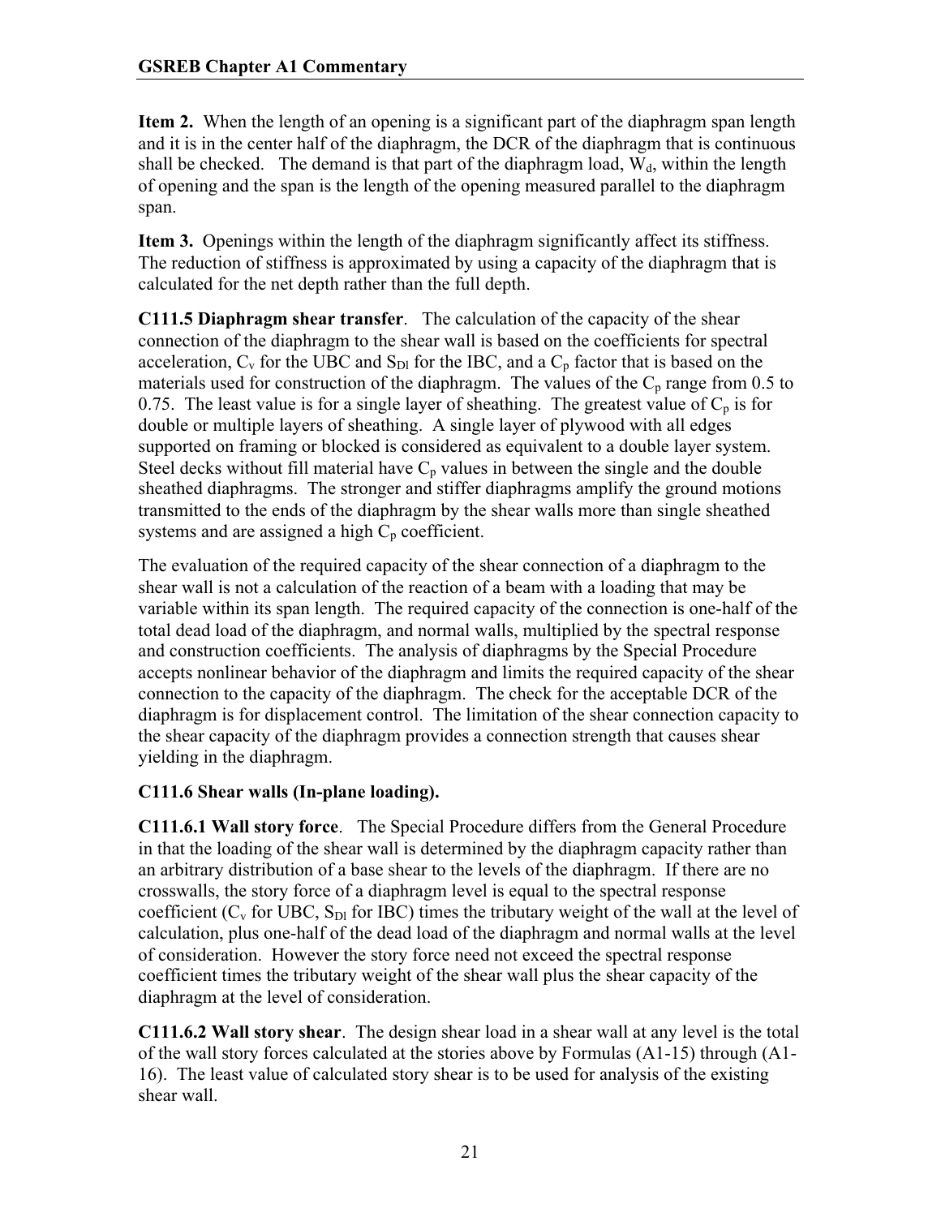**Item 2.** When the length of an opening is a significant part of the diaphragm span length and it is in the center half of the diaphragm, the DCR of the diaphragm that is continuous shall be checked. The demand is that part of the diaphragm load, $W_d$, within the length of opening and the span is the length of the opening measured parallel to the diaphragm span.

**Item 3.** Openings within the length of the diaphragm significantly affect its stiffness. The reduction of stiffness is approximated by using a capacity of the diaphragm that is calculated for the net depth rather than the full depth.

**C111.5 Diaphragm shear transfer**. The calculation of the capacity of the shear connection of the diaphragm to the shear wall is based on the coefficients for spectral acceleration, $C_v$ for the UBC and $S_{D1}$ for the IBC, and a $C_p$ factor that is based on the materials used for construction of the diaphragm. The values of the $C_p$ range from 0.5 to 0.75. The least value is for a single layer of sheathing. The greatest value of $C_p$ is for double or multiple layers of sheathing. A single layer of plywood with all edges supported on framing or blocked is considered as equivalent to a double layer system. Steel decks without fill material have $C_p$ values in between the single and the double sheathed diaphragms. The stronger and stiffer diaphragms amplify the ground motions transmitted to the ends of the diaphragm by the shear walls more than single sheathed systems and are assigned a high $C_p$ coefficient.

The evaluation of the required capacity of the shear connection of a diaphragm to the shear wall is not a calculation of the reaction of a beam with a loading that may be variable within its span length. The required capacity of the connection is one-half of the total dead load of the diaphragm, and normal walls, multiplied by the spectral response and construction coefficients. The analysis of diaphragms by the Special Procedure accepts nonlinear behavior of the diaphragm and limits the required capacity of the shear connection to the capacity of the diaphragm. The check for the acceptable DCR of the diaphragm is for displacement control. The limitation of the shear connection capacity to the shear capacity of the diaphragm provides a connection strength that causes shear yielding in the diaphragm.

**C111.6 Shear walls (In-plane loading).**

**C111.6.1 Wall story force**. The Special Procedure differs from the General Procedure in that the loading of the shear wall is determined by the diaphragm capacity rather than an arbitrary distribution of a base shear to the levels of the diaphragm. If there are no crosswalls, the story force of a diaphragm level is equal to the spectral response coefficient ($C_v$ for UBC, $S_{D1}$ for IBC) times the tributary weight of the wall at the level of calculation, plus one-half of the dead load of the diaphragm and normal walls at the level of consideration. However the story force need not exceed the spectral response coefficient times the tributary weight of the shear wall plus the shear capacity of the diaphragm at the level of consideration.

**C111.6.2 Wall story shear**. The design shear load in a shear wall at any level is the total of the wall story forces calculated at the stories above by Formulas (A1-15) through (A1-16). The least value of calculated story shear is to be used for analysis of the existing shear wall.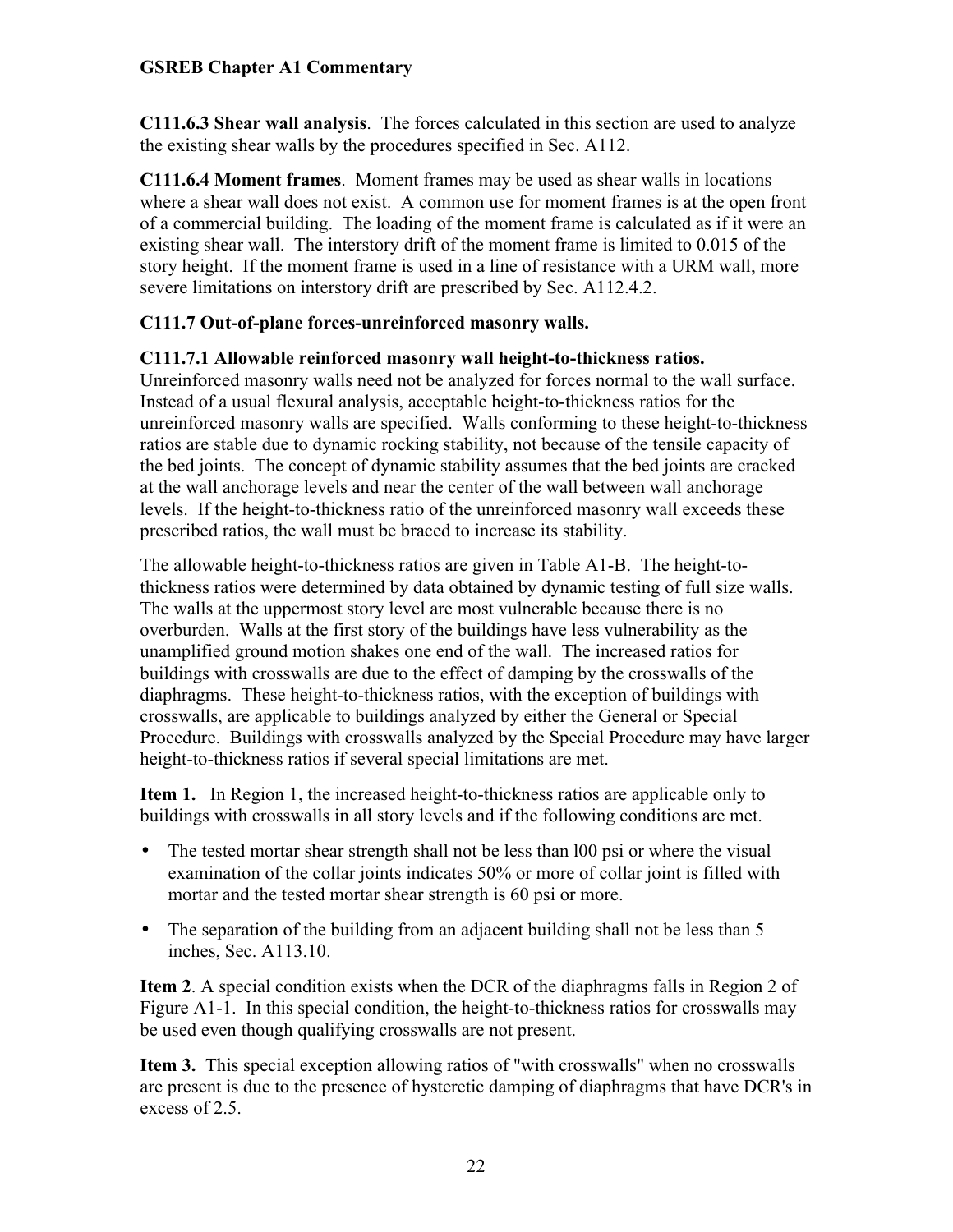**C111.6.3 Shear wall analysis**. The forces calculated in this section are used to analyze the existing shear walls by the procedures specified in Sec. A112.

**C111.6.4 Moment frames**. Moment frames may be used as shear walls in locations where a shear wall does not exist. A common use for moment frames is at the open front of a commercial building. The loading of the moment frame is calculated as if it were an existing shear wall. The interstory drift of the moment frame is limited to 0.015 of the story height. If the moment frame is used in a line of resistance with a URM wall, more severe limitations on interstory drift are prescribed by Sec. A112.4.2.

**C111.7 Out-of-plane forces-unreinforced masonry walls.**

**C111.7.1 Allowable reinforced masonry wall height-to-thickness ratios.**
Unreinforced masonry walls need not be analyzed for forces normal to the wall surface. Instead of a usual flexural analysis, acceptable height-to-thickness ratios for the unreinforced masonry walls are specified. Walls conforming to these height-to-thickness ratios are stable due to dynamic rocking stability, not because of the tensile capacity of the bed joints. The concept of dynamic stability assumes that the bed joints are cracked at the wall anchorage levels and near the center of the wall between wall anchorage levels. If the height-to-thickness ratio of the unreinforced masonry wall exceeds these prescribed ratios, the wall must be braced to increase its stability.

The allowable height-to-thickness ratios are given in Table A1-B. The height-to-thickness ratios were determined by data obtained by dynamic testing of full size walls. The walls at the uppermost story level are most vulnerable because there is no overburden. Walls at the first story of the buildings have less vulnerability as the unamplified ground motion shakes one end of the wall. The increased ratios for buildings with crosswalls are due to the effect of damping by the crosswalls of the diaphragms. These height-to-thickness ratios, with the exception of buildings with crosswalls, are applicable to buildings analyzed by either the General or Special Procedure. Buildings with crosswalls analyzed by the Special Procedure may have larger height-to-thickness ratios if several special limitations are met.

**Item 1.** In Region 1, the increased height-to-thickness ratios are applicable only to buildings with crosswalls in all story levels and if the following conditions are met.

- The tested mortar shear strength shall not be less than l00 psi or where the visual examination of the collar joints indicates 50% or more of collar joint is filled with mortar and the tested mortar shear strength is 60 psi or more.
- The separation of the building from an adjacent building shall not be less than 5 inches, Sec. A113.10.

**Item 2**. A special condition exists when the DCR of the diaphragms falls in Region 2 of Figure A1-1. In this special condition, the height-to-thickness ratios for crosswalls may be used even though qualifying crosswalls are not present.

**Item 3.** This special exception allowing ratios of "with crosswalls" when no crosswalls are present is due to the presence of hysteretic damping of diaphragms that have DCR's in excess of 2.5.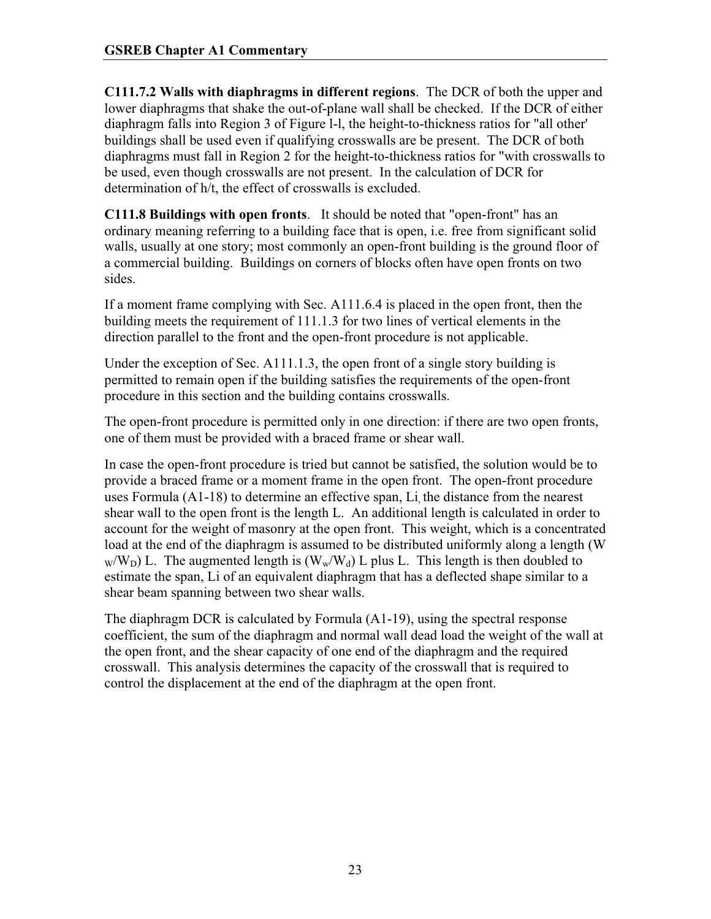**C111.7.2 Walls with diaphragms in different regions**. The DCR of both the upper and lower diaphragms that shake the out-of-plane wall shall be checked. If the DCR of either diaphragm falls into Region 3 of Figure l-l, the height-to-thickness ratios for "all other' buildings shall be used even if qualifying crosswalls are be present. The DCR of both diaphragms must fall in Region 2 for the height-to-thickness ratios for "with crosswalls to be used, even though crosswalls are not present. In the calculation of DCR for determination of h/t, the effect of crosswalls is excluded.

**C111.8 Buildings with open fronts**. It should be noted that "open-front" has an ordinary meaning referring to a building face that is open, i.e. free from significant solid walls, usually at one story; most commonly an open-front building is the ground floor of a commercial building. Buildings on corners of blocks often have open fronts on two sides.

If a moment frame complying with Sec. A111.6.4 is placed in the open front, then the building meets the requirement of 111.1.3 for two lines of vertical elements in the direction parallel to the front and the open-front procedure is not applicable.

Under the exception of Sec. A111.1.3, the open front of a single story building is permitted to remain open if the building satisfies the requirements of the open-front procedure in this section and the building contains crosswalls.

The open-front procedure is permitted only in one direction: if there are two open fronts, one of them must be provided with a braced frame or shear wall.

In case the open-front procedure is tried but cannot be satisfied, the solution would be to provide a braced frame or a moment frame in the open front. The open-front procedure uses Formula (A1-18) to determine an effective span, Li, the distance from the nearest shear wall to the open front is the length L. An additional length is calculated in order to account for the weight of masonry at the open front. This weight, which is a concentrated load at the end of the diaphragm is assumed to be distributed uniformly along a length ($W_W/W_D$) L. The augmented length is ($W_w/W_d$) L plus L. This length is then doubled to estimate the span, Li of an equivalent diaphragm that has a deflected shape similar to a shear beam spanning between two shear walls.

The diaphragm DCR is calculated by Formula (A1-19), using the spectral response coefficient, the sum of the diaphragm and normal wall dead load the weight of the wall at the open front, and the shear capacity of one end of the diaphragm and the required crosswall. This analysis determines the capacity of the crosswall that is required to control the displacement at the end of the diaphragm at the open front.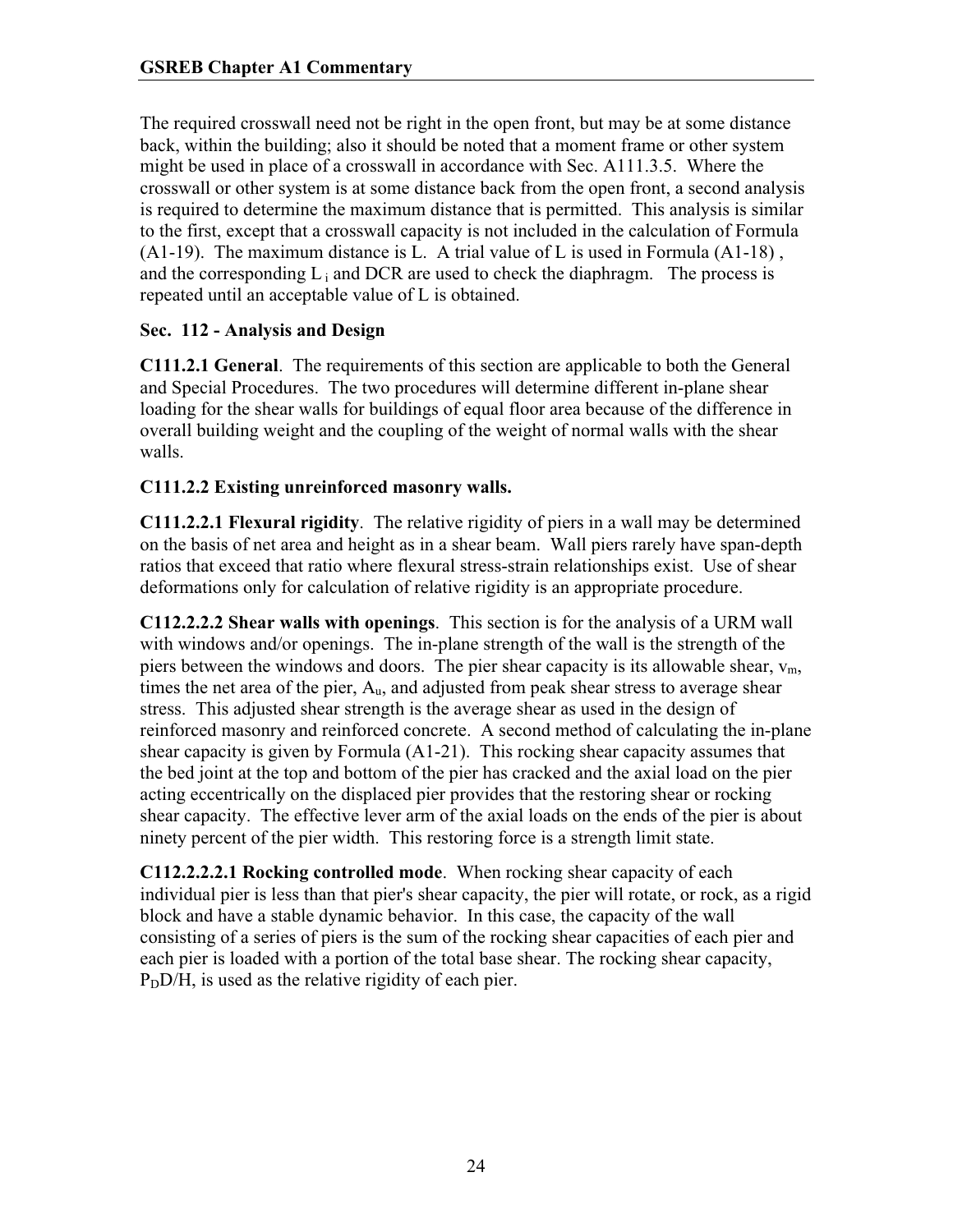The required crosswall need not be right in the open front, but may be at some distance back, within the building; also it should be noted that a moment frame or other system might be used in place of a crosswall in accordance with Sec. A111.3.5. Where the crosswall or other system is at some distance back from the open front, a second analysis is required to determine the maximum distance that is permitted. This analysis is similar to the first, except that a crosswall capacity is not included in the calculation of Formula (A1-19). The maximum distance is L. A trial value of L is used in Formula (A1-18) , and the corresponding $L_i$ and DCR are used to check the diaphragm. The process is repeated until an acceptable value of L is obtained.

**Sec. 112 - Analysis and Design**

**C111.2.1 General**. The requirements of this section are applicable to both the General and Special Procedures. The two procedures will determine different in-plane shear loading for the shear walls for buildings of equal floor area because of the difference in overall building weight and the coupling of the weight of normal walls with the shear walls.

**C111.2.2 Existing unreinforced masonry walls.**

**C111.2.2.1 Flexural rigidity**. The relative rigidity of piers in a wall may be determined on the basis of net area and height as in a shear beam. Wall piers rarely have span-depth ratios that exceed that ratio where flexural stress-strain relationships exist. Use of shear deformations only for calculation of relative rigidity is an appropriate procedure.

**C112.2.2.2 Shear walls with openings**. This section is for the analysis of a URM wall with windows and/or openings. The in-plane strength of the wall is the strength of the piers between the windows and doors. The pier shear capacity is its allowable shear, $v_m$, times the net area of the pier, $A_u$, and adjusted from peak shear stress to average shear stress. This adjusted shear strength is the average shear as used in the design of reinforced masonry and reinforced concrete. A second method of calculating the in-plane shear capacity is given by Formula (A1-21). This rocking shear capacity assumes that the bed joint at the top and bottom of the pier has cracked and the axial load on the pier acting eccentrically on the displaced pier provides that the restoring shear or rocking shear capacity. The effective lever arm of the axial loads on the ends of the pier is about ninety percent of the pier width. This restoring force is a strength limit state.

**C112.2.2.2.1 Rocking controlled mode**. When rocking shear capacity of each individual pier is less than that pier's shear capacity, the pier will rotate, or rock, as a rigid block and have a stable dynamic behavior. In this case, the capacity of the wall consisting of a series of piers is the sum of the rocking shear capacities of each pier and each pier is loaded with a portion of the total base shear. The rocking shear capacity, $P_D D/H$, is used as the relative rigidity of each pier.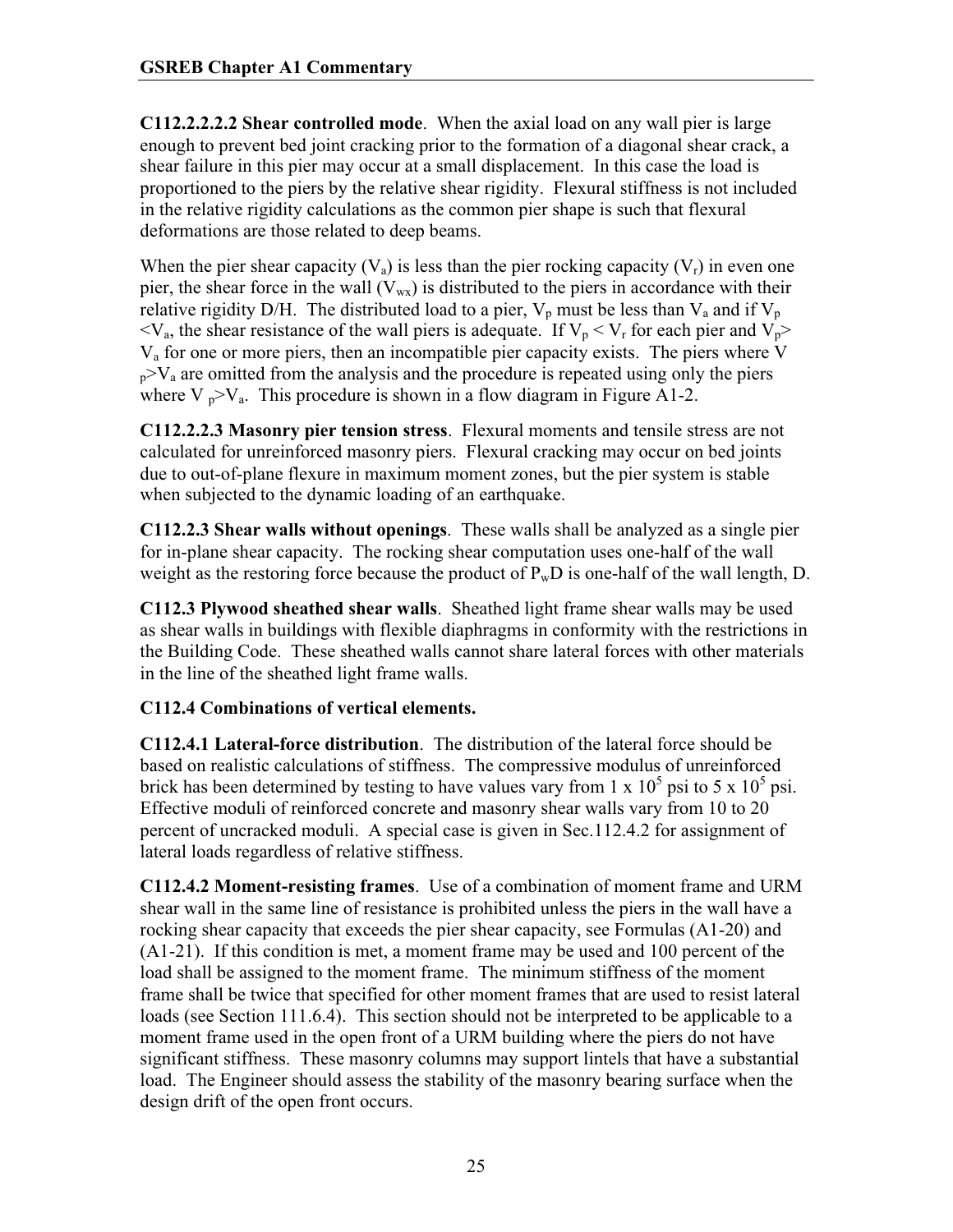**C112.2.2.2.2 Shear controlled mode**. When the axial load on any wall pier is large enough to prevent bed joint cracking prior to the formation of a diagonal shear crack, a shear failure in this pier may occur at a small displacement. In this case the load is proportioned to the piers by the relative shear rigidity. Flexural stiffness is not included in the relative rigidity calculations as the common pier shape is such that flexural deformations are those related to deep beams.

When the pier shear capacity ($V_a$) is less than the pier rocking capacity ($V_r$) in even one pier, the shear force in the wall ($V_{wx}$) is distributed to the piers in accordance with their relative rigidity D/H. The distributed load to a pier, $V_p$ must be less than $V_a$ and if $V_p < V_a$, the shear resistance of the wall piers is adequate. If $V_p < V_r$ for each pier and $V_p > V_a$ for one or more piers, then an incompatible pier capacity exists. The piers where $V_p > V_a$ are omitted from the analysis and the procedure is repeated using only the piers where $V_p > V_a$. This procedure is shown in a flow diagram in Figure A1-2.

**C112.2.2.3 Masonry pier tension stress**. Flexural moments and tensile stress are not calculated for unreinforced masonry piers. Flexural cracking may occur on bed joints due to out-of-plane flexure in maximum moment zones, but the pier system is stable when subjected to the dynamic loading of an earthquake.

**C112.2.3 Shear walls without openings**. These walls shall be analyzed as a single pier for in-plane shear capacity. The rocking shear computation uses one-half of the wall weight as the restoring force because the product of $P_w D$ is one-half of the wall length, D.

**C112.3 Plywood sheathed shear walls**. Sheathed light frame shear walls may be used as shear walls in buildings with flexible diaphragms in conformity with the restrictions in the Building Code. These sheathed walls cannot share lateral forces with other materials in the line of the sheathed light frame walls.

**C112.4 Combinations of vertical elements.**

**C112.4.1 Lateral-force distribution**. The distribution of the lateral force should be based on realistic calculations of stiffness. The compressive modulus of unreinforced brick has been determined by testing to have values vary from $1 \times 10^5$ psi to $5 \times 10^5$ psi. Effective moduli of reinforced concrete and masonry shear walls vary from 10 to 20 percent of uncracked moduli. A special case is given in Sec.112.4.2 for assignment of lateral loads regardless of relative stiffness.

**C112.4.2 Moment-resisting frames**. Use of a combination of moment frame and URM shear wall in the same line of resistance is prohibited unless the piers in the wall have a rocking shear capacity that exceeds the pier shear capacity, see Formulas (A1-20) and (A1-21). If this condition is met, a moment frame may be used and 100 percent of the load shall be assigned to the moment frame. The minimum stiffness of the moment frame shall be twice that specified for other moment frames that are used to resist lateral loads (see Section 111.6.4). This section should not be interpreted to be applicable to a moment frame used in the open front of a URM building where the piers do not have significant stiffness. These masonry columns may support lintels that have a substantial load. The Engineer should assess the stability of the masonry bearing surface when the design drift of the open front occurs.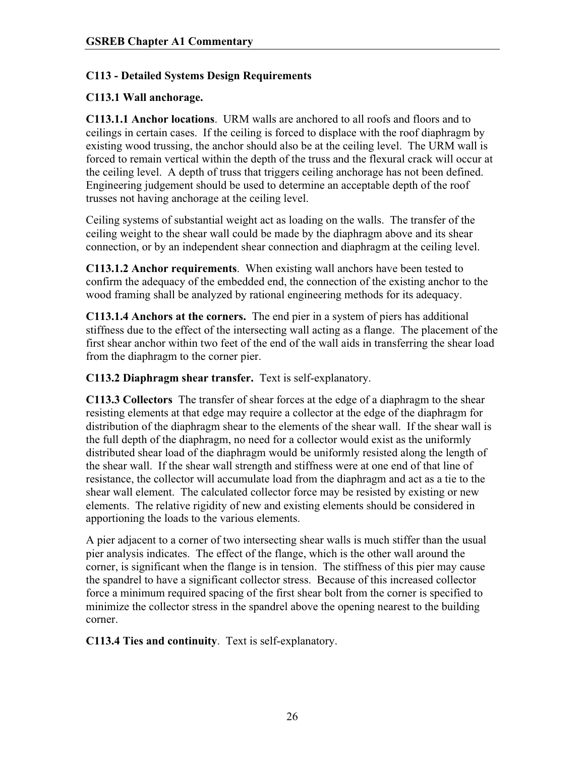### C113 - Detailed Systems Design Requirements

### C113.1 Wall anchorage.

**C113.1.1 Anchor locations**. URM walls are anchored to all roofs and floors and to ceilings in certain cases. If the ceiling is forced to displace with the roof diaphragm by existing wood trussing, the anchor should also be at the ceiling level. The URM wall is forced to remain vertical within the depth of the truss and the flexural crack will occur at the ceiling level. A depth of truss that triggers ceiling anchorage has not been defined. Engineering judgement should be used to determine an acceptable depth of the roof trusses not having anchorage at the ceiling level.

Ceiling systems of substantial weight act as loading on the walls. The transfer of the ceiling weight to the shear wall could be made by the diaphragm above and its shear connection, or by an independent shear connection and diaphragm at the ceiling level.

**C113.1.2 Anchor requirements**. When existing wall anchors have been tested to confirm the adequacy of the embedded end, the connection of the existing anchor to the wood framing shall be analyzed by rational engineering methods for its adequacy.

**C113.1.4 Anchors at the corners.** The end pier in a system of piers has additional stiffness due to the effect of the intersecting wall acting as a flange. The placement of the first shear anchor within two feet of the end of the wall aids in transferring the shear load from the diaphragm to the corner pier.

**C113.2 Diaphragm shear transfer.** Text is self-explanatory.

**C113.3 Collectors** The transfer of shear forces at the edge of a diaphragm to the shear resisting elements at that edge may require a collector at the edge of the diaphragm for distribution of the diaphragm shear to the elements of the shear wall. If the shear wall is the full depth of the diaphragm, no need for a collector would exist as the uniformly distributed shear load of the diaphragm would be uniformly resisted along the length of the shear wall. If the shear wall strength and stiffness were at one end of that line of resistance, the collector will accumulate load from the diaphragm and act as a tie to the shear wall element. The calculated collector force may be resisted by existing or new elements. The relative rigidity of new and existing elements should be considered in apportioning the loads to the various elements.

A pier adjacent to a corner of two intersecting shear walls is much stiffer than the usual pier analysis indicates. The effect of the flange, which is the other wall around the corner, is significant when the flange is in tension. The stiffness of this pier may cause the spandrel to have a significant collector stress. Because of this increased collector force a minimum required spacing of the first shear bolt from the corner is specified to minimize the collector stress in the spandrel above the opening nearest to the building corner.

**C113.4 Ties and continuity**. Text is self-explanatory.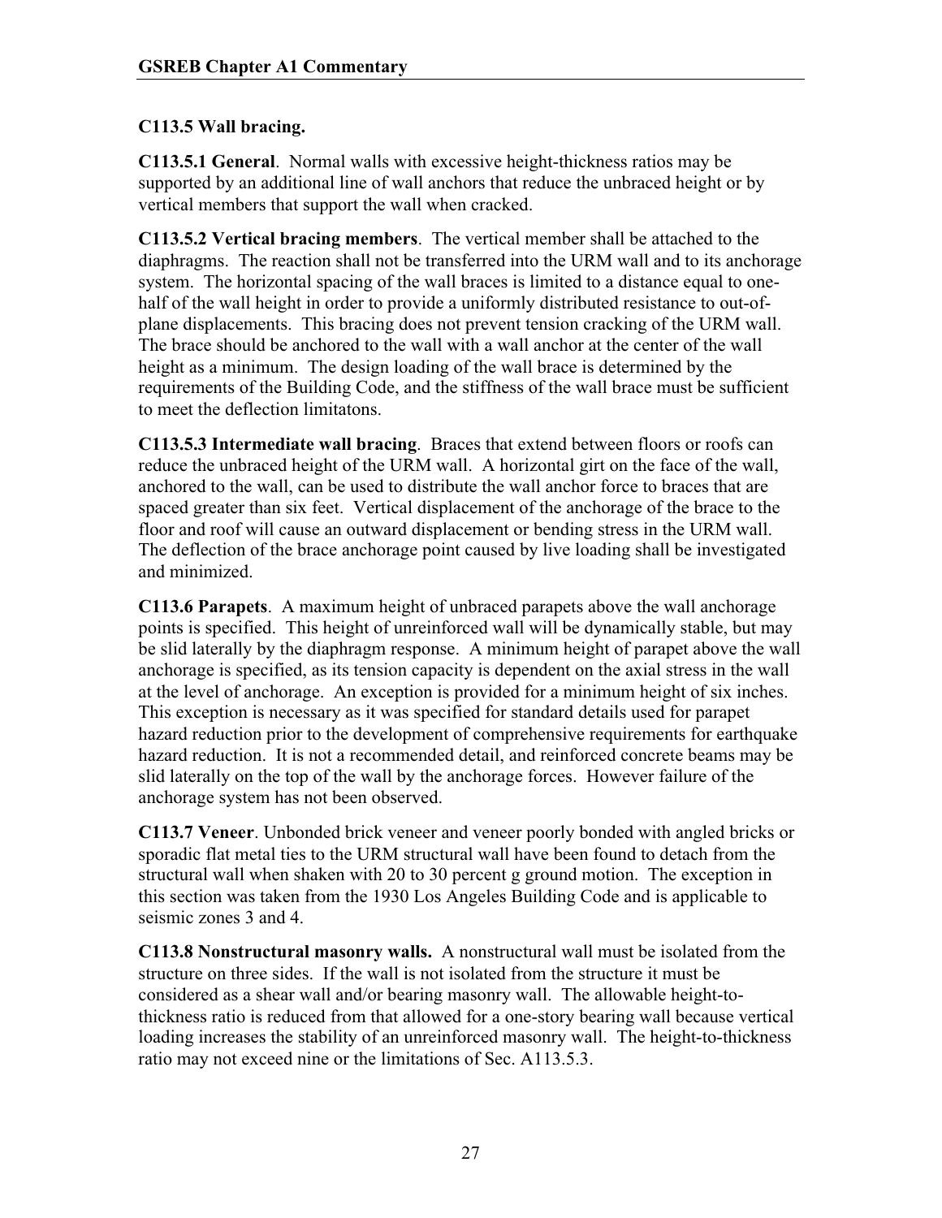## C113.5 Wall bracing.

**C113.5.1 General**. Normal walls with excessive height-thickness ratios may be supported by an additional line of wall anchors that reduce the unbraced height or by vertical members that support the wall when cracked.

**C113.5.2 Vertical bracing members**. The vertical member shall be attached to the diaphragms. The reaction shall not be transferred into the URM wall and to its anchorage system. The horizontal spacing of the wall braces is limited to a distance equal to one-half of the wall height in order to provide a uniformly distributed resistance to out-of-plane displacements. This bracing does not prevent tension cracking of the URM wall. The brace should be anchored to the wall with a wall anchor at the center of the wall height as a minimum. The design loading of the wall brace is determined by the requirements of the Building Code, and the stiffness of the wall brace must be sufficient to meet the deflection limitatons.

**C113.5.3 Intermediate wall bracing**. Braces that extend between floors or roofs can reduce the unbraced height of the URM wall. A horizontal girt on the face of the wall, anchored to the wall, can be used to distribute the wall anchor force to braces that are spaced greater than six feet. Vertical displacement of the anchorage of the brace to the floor and roof will cause an outward displacement or bending stress in the URM wall. The deflection of the brace anchorage point caused by live loading shall be investigated and minimized.

**C113.6 Parapets**. A maximum height of unbraced parapets above the wall anchorage points is specified. This height of unreinforced wall will be dynamically stable, but may be slid laterally by the diaphragm response. A minimum height of parapet above the wall anchorage is specified, as its tension capacity is dependent on the axial stress in the wall at the level of anchorage. An exception is provided for a minimum height of six inches. This exception is necessary as it was specified for standard details used for parapet hazard reduction prior to the development of comprehensive requirements for earthquake hazard reduction. It is not a recommended detail, and reinforced concrete beams may be slid laterally on the top of the wall by the anchorage forces. However failure of the anchorage system has not been observed.

**C113.7 Veneer**. Unbonded brick veneer and veneer poorly bonded with angled bricks or sporadic flat metal ties to the URM structural wall have been found to detach from the structural wall when shaken with 20 to 30 percent g ground motion. The exception in this section was taken from the 1930 Los Angeles Building Code and is applicable to seismic zones 3 and 4.

**C113.8 Nonstructural masonry walls.** A nonstructural wall must be isolated from the structure on three sides. If the wall is not isolated from the structure it must be considered as a shear wall and/or bearing masonry wall. The allowable height-to-thickness ratio is reduced from that allowed for a one-story bearing wall because vertical loading increases the stability of an unreinforced masonry wall. The height-to-thickness ratio may not exceed nine or the limitations of Sec. A113.5.3.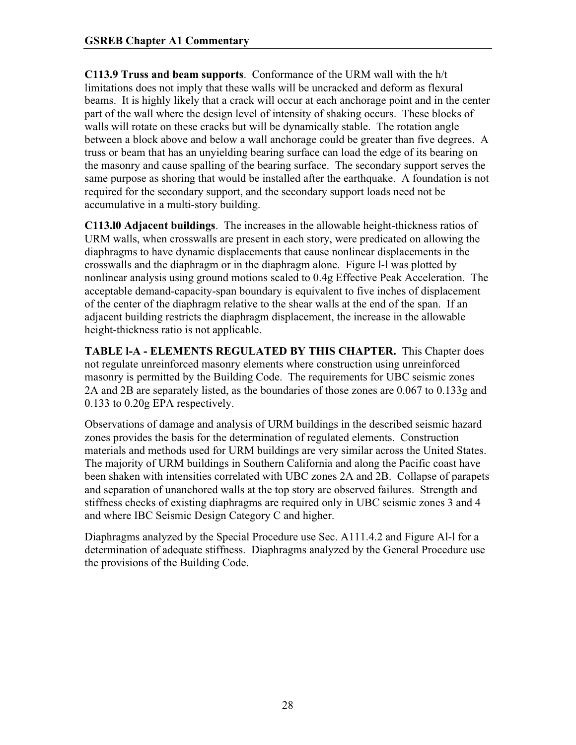**C113.9 Truss and beam supports**. Conformance of the URM wall with the h/t limitations does not imply that these walls will be uncracked and deform as flexural beams. It is highly likely that a crack will occur at each anchorage point and in the center part of the wall where the design level of intensity of shaking occurs. These blocks of walls will rotate on these cracks but will be dynamically stable. The rotation angle between a block above and below a wall anchorage could be greater than five degrees. A truss or beam that has an unyielding bearing surface can load the edge of its bearing on the masonry and cause spalling of the bearing surface. The secondary support serves the same purpose as shoring that would be installed after the earthquake. A foundation is not required for the secondary support, and the secondary support loads need not be accumulative in a multi-story building.

**C113.l0 Adjacent buildings**. The increases in the allowable height-thickness ratios of URM walls, when crosswalls are present in each story, were predicated on allowing the diaphragms to have dynamic displacements that cause nonlinear displacements in the crosswalls and the diaphragm or in the diaphragm alone. Figure l-l was plotted by nonlinear analysis using ground motions scaled to 0.4g Effective Peak Acceleration. The acceptable demand-capacity-span boundary is equivalent to five inches of displacement of the center of the diaphragm relative to the shear walls at the end of the span. If an adjacent building restricts the diaphragm displacement, the increase in the allowable height-thickness ratio is not applicable.

**TABLE l-A - ELEMENTS REGULATED BY THIS CHAPTER.** This Chapter does not regulate unreinforced masonry elements where construction using unreinforced masonry is permitted by the Building Code. The requirements for UBC seismic zones 2A and 2B are separately listed, as the boundaries of those zones are 0.067 to 0.133g and 0.133 to 0.20g EPA respectively.

Observations of damage and analysis of URM buildings in the described seismic hazard zones provides the basis for the determination of regulated elements. Construction materials and methods used for URM buildings are very similar across the United States. The majority of URM buildings in Southern California and along the Pacific coast have been shaken with intensities correlated with UBC zones 2A and 2B. Collapse of parapets and separation of unanchored walls at the top story are observed failures. Strength and stiffness checks of existing diaphragms are required only in UBC seismic zones 3 and 4 and where IBC Seismic Design Category C and higher.

Diaphragms analyzed by the Special Procedure use Sec. A111.4.2 and Figure Al-l for a determination of adequate stiffness. Diaphragms analyzed by the General Procedure use the provisions of the Building Code.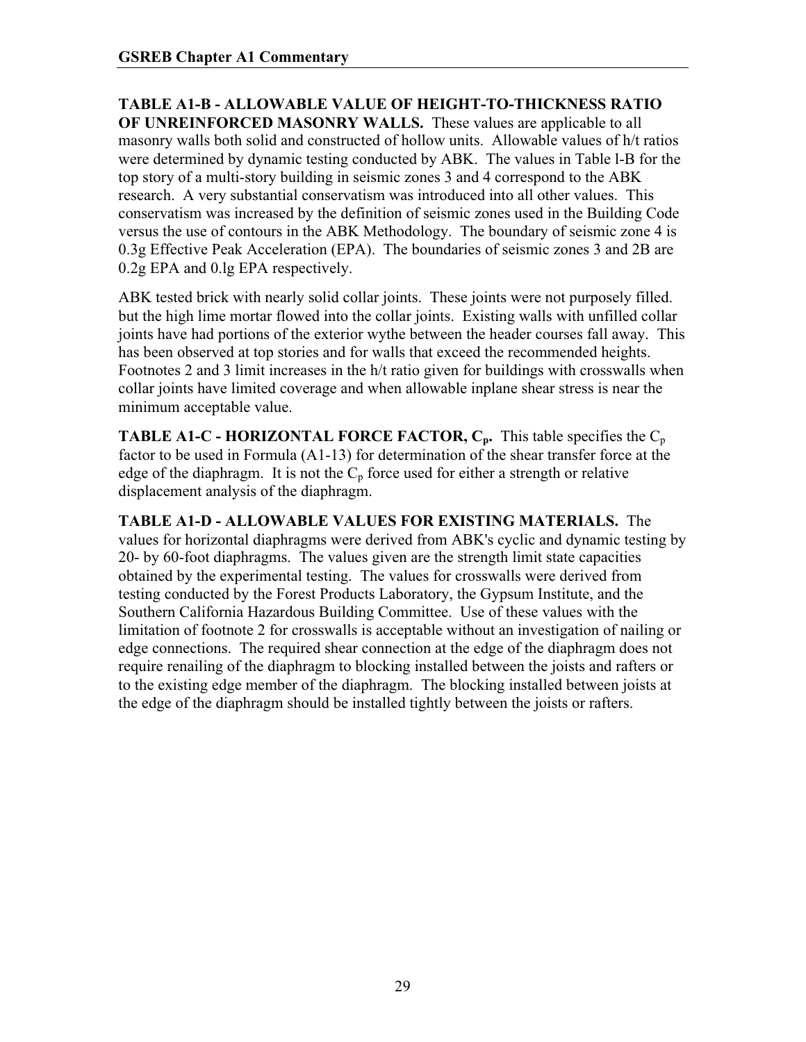**TABLE A1-B - ALLOWABLE VALUE OF HEIGHT-TO-THICKNESS RATIO OF UNREINFORCED MASONRY WALLS.** These values are applicable to all masonry walls both solid and constructed of hollow units. Allowable values of h/t ratios were determined by dynamic testing conducted by ABK. The values in Table l-B for the top story of a multi-story building in seismic zones 3 and 4 correspond to the ABK research. A very substantial conservatism was introduced into all other values. This conservatism was increased by the definition of seismic zones used in the Building Code versus the use of contours in the ABK Methodology. The boundary of seismic zone 4 is 0.3g Effective Peak Acceleration (EPA). The boundaries of seismic zones 3 and 2B are 0.2g EPA and 0.lg EPA respectively.

ABK tested brick with nearly solid collar joints. These joints were not purposely filled. but the high lime mortar flowed into the collar joints. Existing walls with unfilled collar joints have had portions of the exterior wythe between the header courses fall away. This has been observed at top stories and for walls that exceed the recommended heights. Footnotes 2 and 3 limit increases in the h/t ratio given for buildings with crosswalls when collar joints have limited coverage and when allowable inplane shear stress is near the minimum acceptable value.

**TABLE A1-C - HORIZONTAL FORCE FACTOR, $C_p$.** This table specifies the $C_p$ factor to be used in Formula (A1-13) for determination of the shear transfer force at the edge of the diaphragm. It is not the $C_p$ force used for either a strength or relative displacement analysis of the diaphragm.

**TABLE A1-D - ALLOWABLE VALUES FOR EXISTING MATERIALS.** The values for horizontal diaphragms were derived from ABK's cyclic and dynamic testing by 20- by 60-foot diaphragms. The values given are the strength limit state capacities obtained by the experimental testing. The values for crosswalls were derived from testing conducted by the Forest Products Laboratory, the Gypsum Institute, and the Southern California Hazardous Building Committee. Use of these values with the limitation of footnote 2 for crosswalls is acceptable without an investigation of nailing or edge connections. The required shear connection at the edge of the diaphragm does not require renailing of the diaphragm to blocking installed between the joists and rafters or to the existing edge member of the diaphragm. The blocking installed between joists at the edge of the diaphragm should be installed tightly between the joists or rafters.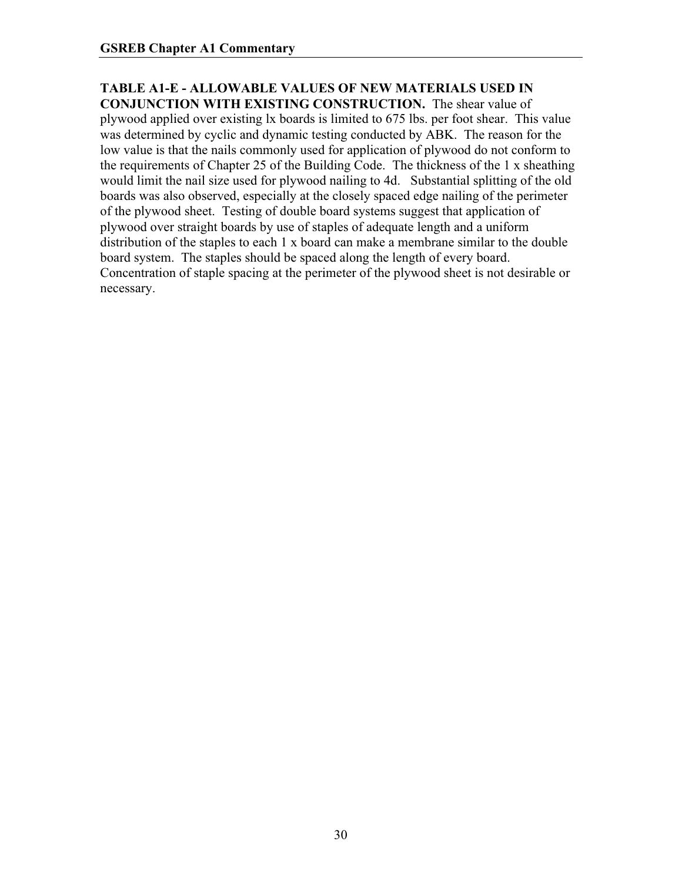**TABLE A1-E - ALLOWABLE VALUES OF NEW MATERIALS USED IN CONJUNCTION WITH EXISTING CONSTRUCTION.** The shear value of plywood applied over existing lx boards is limited to 675 lbs. per foot shear. This value was determined by cyclic and dynamic testing conducted by ABK. The reason for the low value is that the nails commonly used for application of plywood do not conform to the requirements of Chapter 25 of the Building Code. The thickness of the 1 x sheathing would limit the nail size used for plywood nailing to 4d. Substantial splitting of the old boards was also observed, especially at the closely spaced edge nailing of the perimeter of the plywood sheet. Testing of double board systems suggest that application of plywood over straight boards by use of staples of adequate length and a uniform distribution of the staples to each 1 x board can make a membrane similar to the double board system. The staples should be spaced along the length of every board. Concentration of staple spacing at the perimeter of the plywood sheet is not desirable or necessary.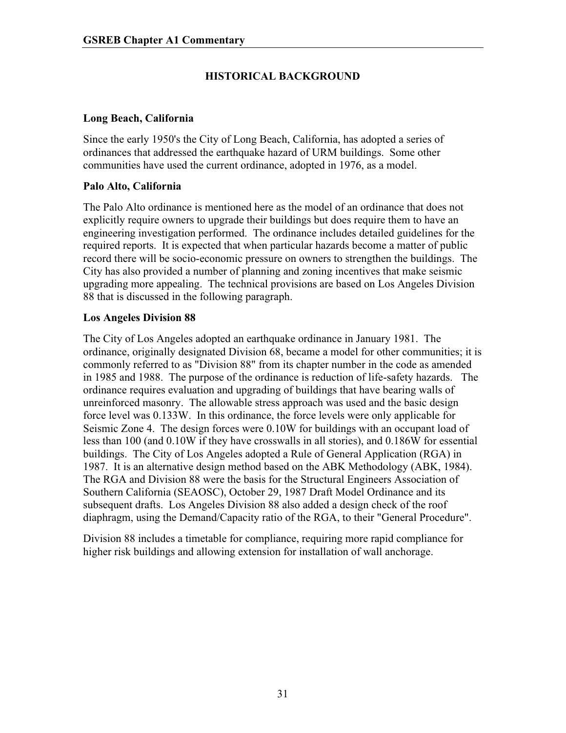## HISTORICAL BACKGROUND

### Long Beach, California

Since the early 1950's the City of Long Beach, California, has adopted a series of ordinances that addressed the earthquake hazard of URM buildings. Some other communities have used the current ordinance, adopted in 1976, as a model.

### Palo Alto, California

The Palo Alto ordinance is mentioned here as the model of an ordinance that does not explicitly require owners to upgrade their buildings but does require them to have an engineering investigation performed. The ordinance includes detailed guidelines for the required reports. It is expected that when particular hazards become a matter of public record there will be socio-economic pressure on owners to strengthen the buildings. The City has also provided a number of planning and zoning incentives that make seismic upgrading more appealing. The technical provisions are based on Los Angeles Division 88 that is discussed in the following paragraph.

### Los Angeles Division 88

The City of Los Angeles adopted an earthquake ordinance in January 1981. The ordinance, originally designated Division 68, became a model for other communities; it is commonly referred to as "Division 88" from its chapter number in the code as amended in 1985 and 1988. The purpose of the ordinance is reduction of life-safety hazards. The ordinance requires evaluation and upgrading of buildings that have bearing walls of unreinforced masonry. The allowable stress approach was used and the basic design force level was 0.133W. In this ordinance, the force levels were only applicable for Seismic Zone 4. The design forces were 0.10W for buildings with an occupant load of less than 100 (and 0.10W if they have crosswalls in all stories), and 0.186W for essential buildings. The City of Los Angeles adopted a Rule of General Application (RGA) in 1987. It is an alternative design method based on the ABK Methodology (ABK, 1984). The RGA and Division 88 were the basis for the Structural Engineers Association of Southern California (SEAOSC), October 29, 1987 Draft Model Ordinance and its subsequent drafts. Los Angeles Division 88 also added a design check of the roof diaphragm, using the Demand/Capacity ratio of the RGA, to their "General Procedure".

Division 88 includes a timetable for compliance, requiring more rapid compliance for higher risk buildings and allowing extension for installation of wall anchorage.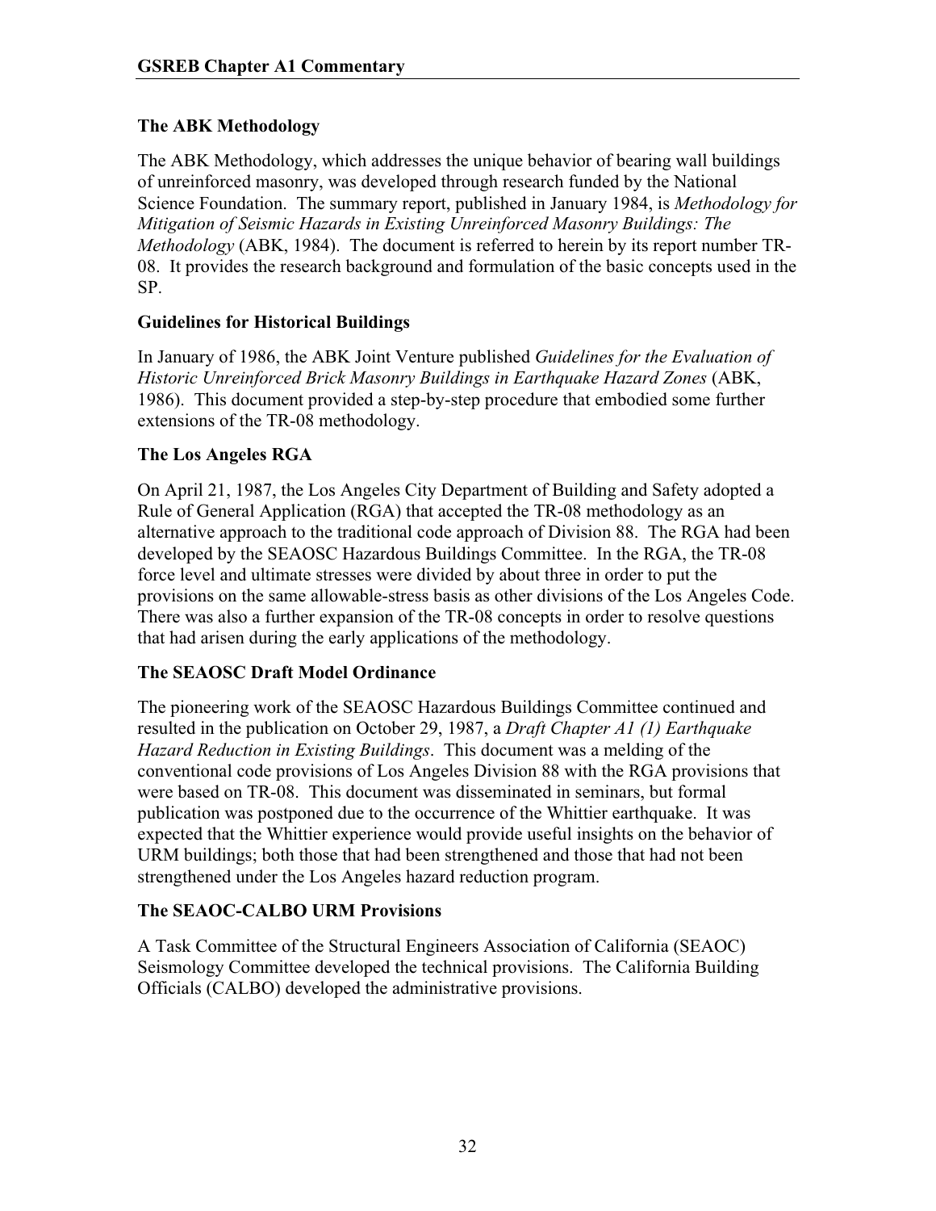### The ABK Methodology

The ABK Methodology, which addresses the unique behavior of bearing wall buildings of unreinforced masonry, was developed through research funded by the National Science Foundation. The summary report, published in January 1984, is *Methodology for Mitigation of Seismic Hazards in Existing Unreinforced Masonry Buildings: The Methodology* (ABK, 1984). The document is referred to herein by its report number TR-08. It provides the research background and formulation of the basic concepts used in the SP.

### Guidelines for Historical Buildings

In January of 1986, the ABK Joint Venture published *Guidelines for the Evaluation of Historic Unreinforced Brick Masonry Buildings in Earthquake Hazard Zones* (ABK, 1986). This document provided a step-by-step procedure that embodied some further extensions of the TR-08 methodology.

### The Los Angeles RGA

On April 21, 1987, the Los Angeles City Department of Building and Safety adopted a Rule of General Application (RGA) that accepted the TR-08 methodology as an alternative approach to the traditional code approach of Division 88. The RGA had been developed by the SEAOSC Hazardous Buildings Committee. In the RGA, the TR-08 force level and ultimate stresses were divided by about three in order to put the provisions on the same allowable-stress basis as other divisions of the Los Angeles Code. There was also a further expansion of the TR-08 concepts in order to resolve questions that had arisen during the early applications of the methodology.

### The SEAOSC Draft Model Ordinance

The pioneering work of the SEAOSC Hazardous Buildings Committee continued and resulted in the publication on October 29, 1987, a *Draft Chapter A1 (1) Earthquake Hazard Reduction in Existing Buildings*. This document was a melding of the conventional code provisions of Los Angeles Division 88 with the RGA provisions that were based on TR-08. This document was disseminated in seminars, but formal publication was postponed due to the occurrence of the Whittier earthquake. It was expected that the Whittier experience would provide useful insights on the behavior of URM buildings; both those that had been strengthened and those that had not been strengthened under the Los Angeles hazard reduction program.

### The SEAOC-CALBO URM Provisions

A Task Committee of the Structural Engineers Association of California (SEAOC) Seismology Committee developed the technical provisions. The California Building Officials (CALBO) developed the administrative provisions.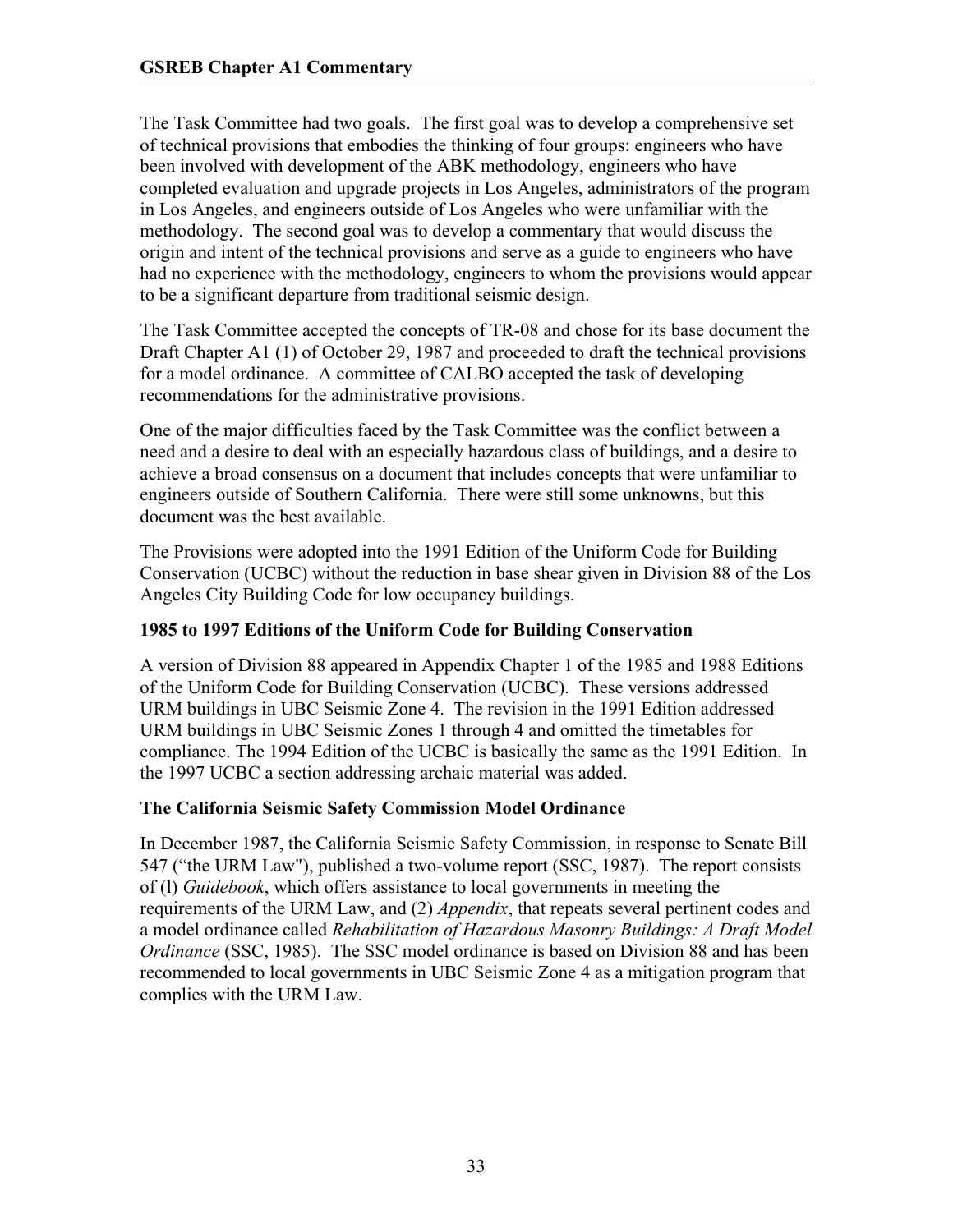The Task Committee had two goals. The first goal was to develop a comprehensive set of technical provisions that embodies the thinking of four groups: engineers who have been involved with development of the ABK methodology, engineers who have completed evaluation and upgrade projects in Los Angeles, administrators of the program in Los Angeles, and engineers outside of Los Angeles who were unfamiliar with the methodology. The second goal was to develop a commentary that would discuss the origin and intent of the technical provisions and serve as a guide to engineers who have had no experience with the methodology, engineers to whom the provisions would appear to be a significant departure from traditional seismic design.

The Task Committee accepted the concepts of TR-08 and chose for its base document the Draft Chapter A1 (1) of October 29, 1987 and proceeded to draft the technical provisions for a model ordinance. A committee of CALBO accepted the task of developing recommendations for the administrative provisions.

One of the major difficulties faced by the Task Committee was the conflict between a need and a desire to deal with an especially hazardous class of buildings, and a desire to achieve a broad consensus on a document that includes concepts that were unfamiliar to engineers outside of Southern California. There were still some unknowns, but this document was the best available.

The Provisions were adopted into the 1991 Edition of the Uniform Code for Building Conservation (UCBC) without the reduction in base shear given in Division 88 of the Los Angeles City Building Code for low occupancy buildings.

### 1985 to 1997 Editions of the Uniform Code for Building Conservation

A version of Division 88 appeared in Appendix Chapter 1 of the 1985 and 1988 Editions of the Uniform Code for Building Conservation (UCBC). These versions addressed URM buildings in UBC Seismic Zone 4. The revision in the 1991 Edition addressed URM buildings in UBC Seismic Zones 1 through 4 and omitted the timetables for compliance. The 1994 Edition of the UCBC is basically the same as the 1991 Edition. In the 1997 UCBC a section addressing archaic material was added.

### The California Seismic Safety Commission Model Ordinance

In December 1987, the California Seismic Safety Commission, in response to Senate Bill 547 ("the URM Law"), published a two-volume report (SSC, 1987). The report consists of (l) *Guidebook*, which offers assistance to local governments in meeting the requirements of the URM Law, and (2) *Appendix*, that repeats several pertinent codes and a model ordinance called *Rehabilitation of Hazardous Masonry Buildings: A Draft Model Ordinance* (SSC, 1985). The SSC model ordinance is based on Division 88 and has been recommended to local governments in UBC Seismic Zone 4 as a mitigation program that complies with the URM Law.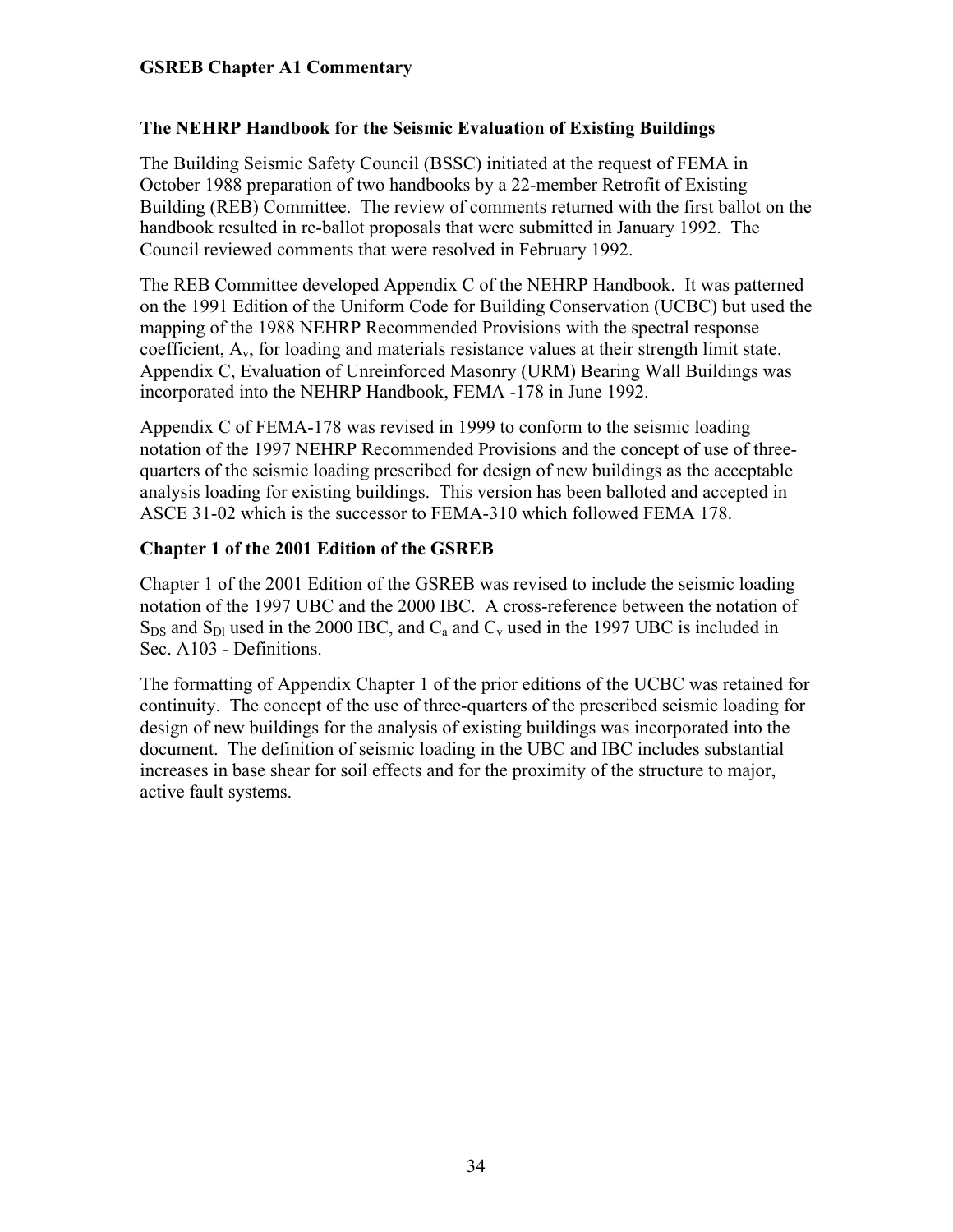## The NEHRP Handbook for the Seismic Evaluation of Existing Buildings

The Building Seismic Safety Council (BSSC) initiated at the request of FEMA in October 1988 preparation of two handbooks by a 22-member Retrofit of Existing Building (REB) Committee. The review of comments returned with the first ballot on the handbook resulted in re-ballot proposals that were submitted in January 1992. The Council reviewed comments that were resolved in February 1992.

The REB Committee developed Appendix C of the NEHRP Handbook. It was patterned on the 1991 Edition of the Uniform Code for Building Conservation (UCBC) but used the mapping of the 1988 NEHRP Recommended Provisions with the spectral response coefficient, $A_v$, for loading and materials resistance values at their strength limit state. Appendix C, Evaluation of Unreinforced Masonry (URM) Bearing Wall Buildings was incorporated into the NEHRP Handbook, FEMA -178 in June 1992.

Appendix C of FEMA-178 was revised in 1999 to conform to the seismic loading notation of the 1997 NEHRP Recommended Provisions and the concept of use of three-quarters of the seismic loading prescribed for design of new buildings as the acceptable analysis loading for existing buildings. This version has been balloted and accepted in ASCE 31-02 which is the successor to FEMA-310 which followed FEMA 178.

## Chapter 1 of the 2001 Edition of the GSREB

Chapter 1 of the 2001 Edition of the GSREB was revised to include the seismic loading notation of the 1997 UBC and the 2000 IBC. A cross-reference between the notation of $S_{DS}$ and $S_{Dl}$ used in the 2000 IBC, and $C_a$ and $C_v$ used in the 1997 UBC is included in Sec. A103 - Definitions.

The formatting of Appendix Chapter 1 of the prior editions of the UCBC was retained for continuity. The concept of the use of three-quarters of the prescribed seismic loading for design of new buildings for the analysis of existing buildings was incorporated into the document. The definition of seismic loading in the UBC and IBC includes substantial increases in base shear for soil effects and for the proximity of the structure to major, active fault systems.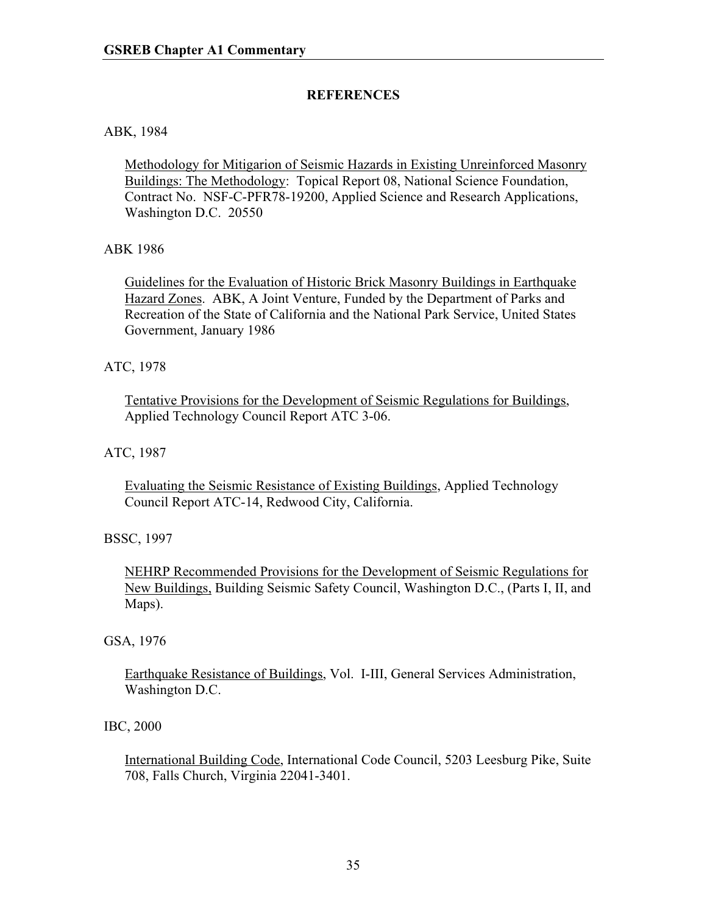## REFERENCES

ABK, 1984

Methodology for Mitigarion of Seismic Hazards in Existing Unreinforced Masonry Buildings: The Methodology: Topical Report 08, National Science Foundation, Contract No. NSF-C-PFR78-19200, Applied Science and Research Applications, Washington D.C. 20550

ABK 1986

Guidelines for the Evaluation of Historic Brick Masonry Buildings in Earthquake Hazard Zones. ABK, A Joint Venture, Funded by the Department of Parks and Recreation of the State of California and the National Park Service, United States Government, January 1986

ATC, 1978

Tentative Provisions for the Development of Seismic Regulations for Buildings, Applied Technology Council Report ATC 3-06.

ATC, 1987

Evaluating the Seismic Resistance of Existing Buildings, Applied Technology Council Report ATC-14, Redwood City, California.

BSSC, 1997

NEHRP Recommended Provisions for the Development of Seismic Regulations for New Buildings, Building Seismic Safety Council, Washington D.C., (Parts I, II, and Maps).

GSA, 1976

Earthquake Resistance of Buildings, Vol. I-III, General Services Administration, Washington D.C.

IBC, 2000

International Building Code, International Code Council, 5203 Leesburg Pike, Suite 708, Falls Church, Virginia 22041-3401.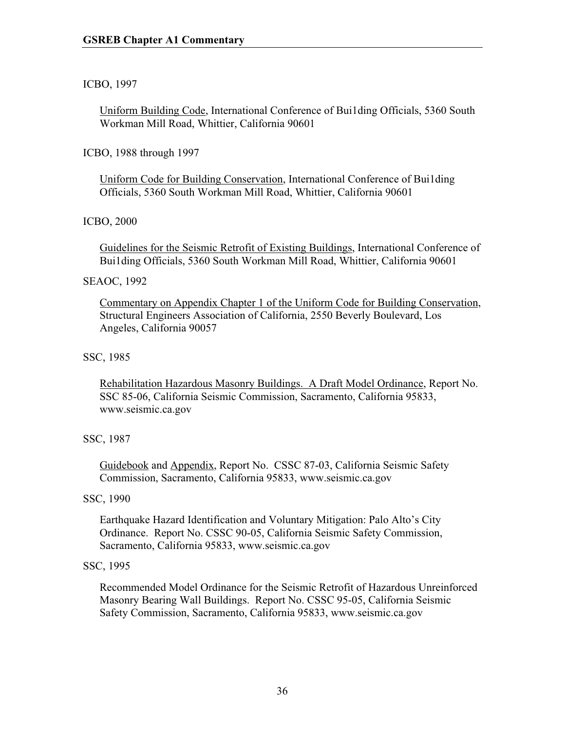ICBO, 1997

Uniform Building Code, International Conference of Bui1ding Officials, 5360 South Workman Mill Road, Whittier, California 90601

ICBO, 1988 through 1997

Uniform Code for Building Conservation, International Conference of Bui1ding Officials, 5360 South Workman Mill Road, Whittier, California 90601

ICBO, 2000

Guidelines for the Seismic Retrofit of Existing Buildings, International Conference of Bui1ding Officials, 5360 South Workman Mill Road, Whittier, California 90601

SEAOC, 1992

Commentary on Appendix Chapter 1 of the Uniform Code for Building Conservation, Structural Engineers Association of California, 2550 Beverly Boulevard, Los Angeles, California 90057

SSC, 1985

Rehabilitation Hazardous Masonry Buildings. A Draft Model Ordinance, Report No. SSC 85-06, California Seismic Commission, Sacramento, California 95833, www.seismic.ca.gov

SSC, 1987

Guidebook and Appendix, Report No. CSSC 87-03, California Seismic Safety Commission, Sacramento, California 95833, www.seismic.ca.gov

SSC, 1990

Earthquake Hazard Identification and Voluntary Mitigation: Palo Alto's City Ordinance. Report No. CSSC 90-05, California Seismic Safety Commission, Sacramento, California 95833, www.seismic.ca.gov

SSC, 1995

Recommended Model Ordinance for the Seismic Retrofit of Hazardous Unreinforced Masonry Bearing Wall Buildings. Report No. CSSC 95-05, California Seismic Safety Commission, Sacramento, California 95833, www.seismic.ca.gov